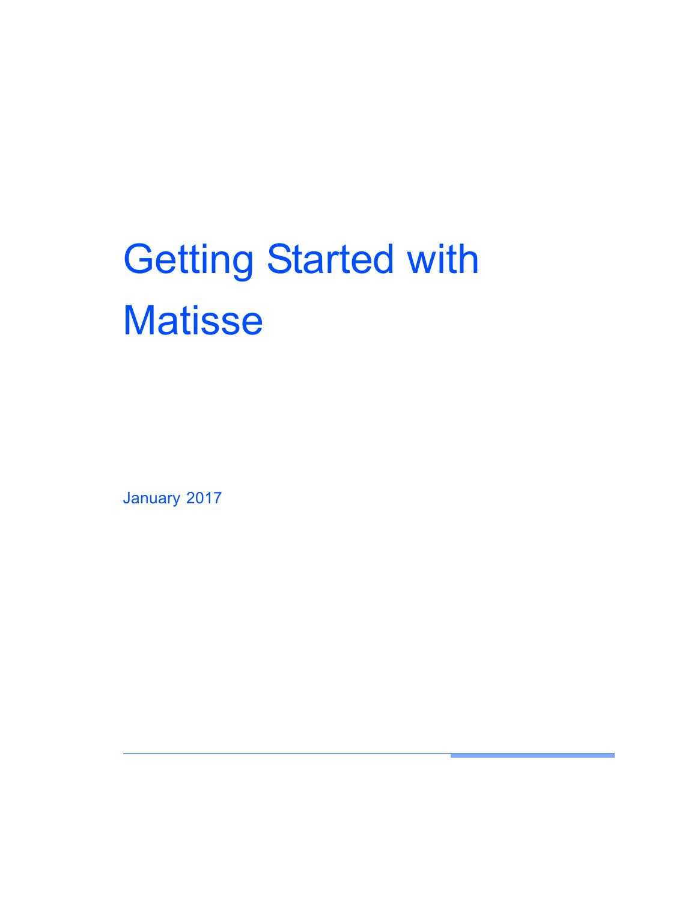# Getting Started with Matisse

January 2017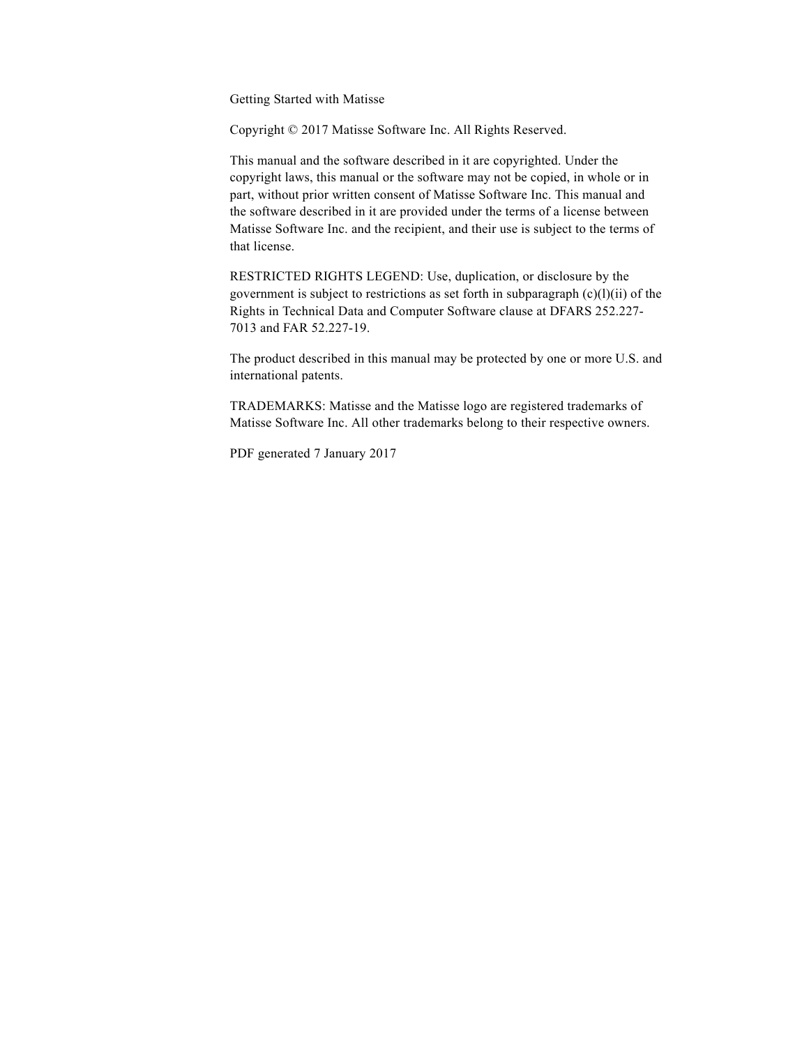Getting Started with Matisse

Copyright © 2017 Matisse Software Inc. All Rights Reserved.

This manual and the software described in it are copyrighted. Under the copyright laws, this manual or the software may not be copied, in whole or in part, without prior written consent of Matisse Software Inc. This manual and the software described in it are provided under the terms of a license between Matisse Software Inc. and the recipient, and their use is subject to the terms of that license.

RESTRICTED RIGHTS LEGEND: Use, duplication, or disclosure by the government is subject to restrictions as set forth in subparagraph (c)(l)(ii) of the Rights in Technical Data and Computer Software clause at DFARS 252.227-7013 and FAR 52.227-19.

The product described in this manual may be protected by one or more U.S. and international patents.

TRADEMARKS: Matisse and the Matisse logo are registered trademarks of Matisse Software Inc. All other trademarks belong to their respective owners.

PDF generated 7 January 2017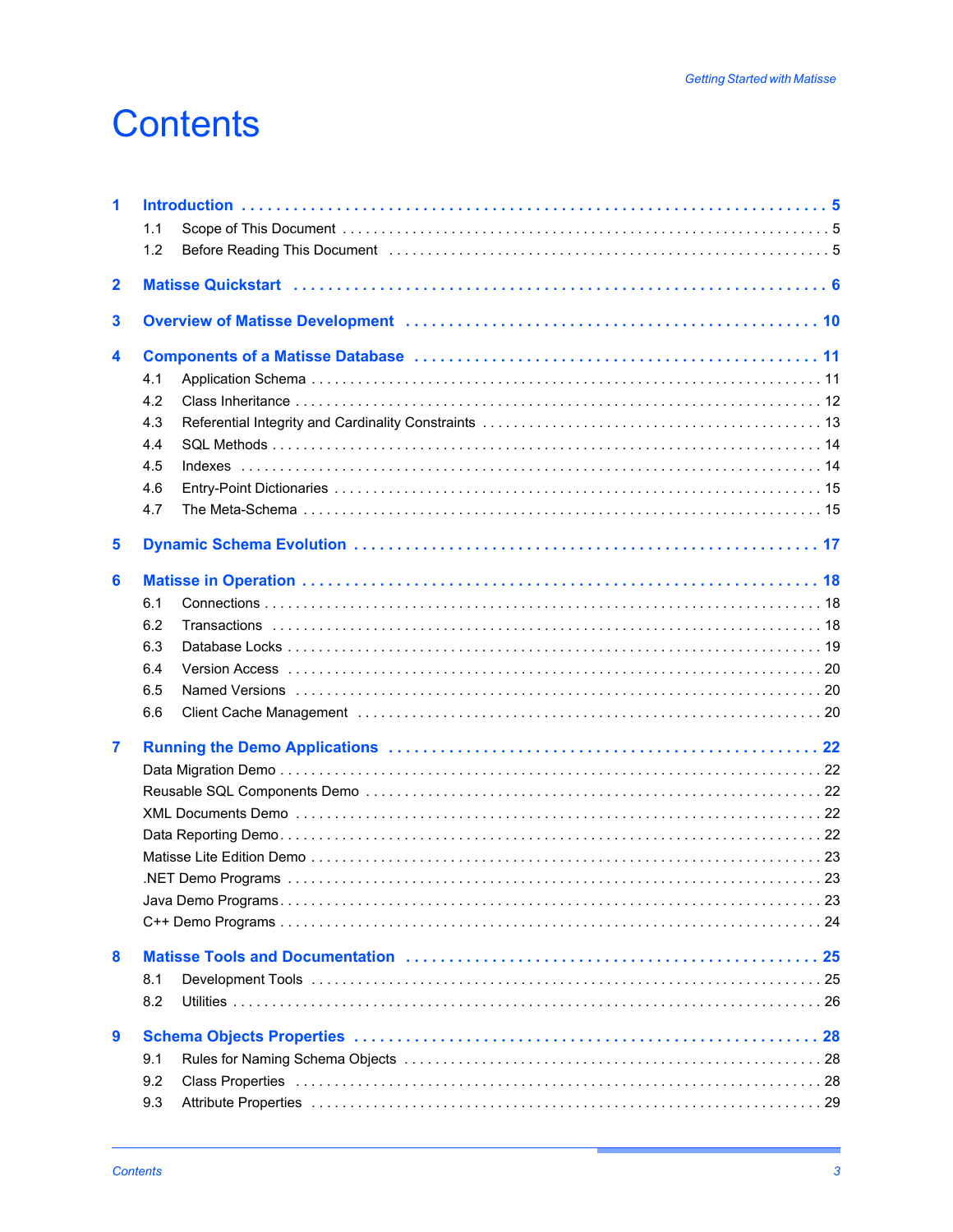# Contents

**1 Introduction** . . . . . . . . . . . . . . . . . . . . . . . . . . . . . . . . . . . . . . . . . . . . . . . . . . . . . . . . . . . . . . **5**

1.1 Scope of This Document . . . . . . . . . . . . . . . . . . . . . . . . . . . . . . . . . . . . . . . . . . . . . . . . . . . . . . 5

1.2 Before Reading This Document . . . . . . . . . . . . . . . . . . . . . . . . . . . . . . . . . . . . . . . . . . . . . . . . . 5

**2 Matisse Quickstart** . . . . . . . . . . . . . . . . . . . . . . . . . . . . . . . . . . . . . . . . . . . . . . . . . . . . . . . . **6**

**3 Overview of Matisse Development** . . . . . . . . . . . . . . . . . . . . . . . . . . . . . . . . . . . . . . . . . . . **10**

**4 Components of a Matisse Database** . . . . . . . . . . . . . . . . . . . . . . . . . . . . . . . . . . . . . . . . . **11**

4.1 Application Schema . . . . . . . . . . . . . . . . . . . . . . . . . . . . . . . . . . . . . . . . . . . . . . . . . . . . . . . . . 11

4.2 Class Inheritance . . . . . . . . . . . . . . . . . . . . . . . . . . . . . . . . . . . . . . . . . . . . . . . . . . . . . . . . . . . 12

4.3 Referential Integrity and Cardinality Constraints . . . . . . . . . . . . . . . . . . . . . . . . . . . . . . . . . . . 13

4.4 SQL Methods . . . . . . . . . . . . . . . . . . . . . . . . . . . . . . . . . . . . . . . . . . . . . . . . . . . . . . . . . . . . . . 14

4.5 Indexes . . . . . . . . . . . . . . . . . . . . . . . . . . . . . . . . . . . . . . . . . . . . . . . . . . . . . . . . . . . . . . . . . . 14

4.6 Entry-Point Dictionaries . . . . . . . . . . . . . . . . . . . . . . . . . . . . . . . . . . . . . . . . . . . . . . . . . . . . . . 15

4.7 The Meta-Schema . . . . . . . . . . . . . . . . . . . . . . . . . . . . . . . . . . . . . . . . . . . . . . . . . . . . . . . . . . . 15

**5 Dynamic Schema Evolution** . . . . . . . . . . . . . . . . . . . . . . . . . . . . . . . . . . . . . . . . . . . . . . . . . **17**

**6 Matisse in Operation** . . . . . . . . . . . . . . . . . . . . . . . . . . . . . . . . . . . . . . . . . . . . . . . . . . . . . . . **18**

6.1 Connections . . . . . . . . . . . . . . . . . . . . . . . . . . . . . . . . . . . . . . . . . . . . . . . . . . . . . . . . . . . . . . . 18

6.2 Transactions . . . . . . . . . . . . . . . . . . . . . . . . . . . . . . . . . . . . . . . . . . . . . . . . . . . . . . . . . . . . . . . 18

6.3 Database Locks . . . . . . . . . . . . . . . . . . . . . . . . . . . . . . . . . . . . . . . . . . . . . . . . . . . . . . . . . . . . . 19

6.4 Version Access . . . . . . . . . . . . . . . . . . . . . . . . . . . . . . . . . . . . . . . . . . . . . . . . . . . . . . . . . . . . . 20

6.5 Named Versions . . . . . . . . . . . . . . . . . . . . . . . . . . . . . . . . . . . . . . . . . . . . . . . . . . . . . . . . . . . . 20

6.6 Client Cache Management . . . . . . . . . . . . . . . . . . . . . . . . . . . . . . . . . . . . . . . . . . . . . . . . . . . . 20

**7 Running the Demo Applications** . . . . . . . . . . . . . . . . . . . . . . . . . . . . . . . . . . . . . . . . . . . . . **22**

Data Migration Demo . . . . . . . . . . . . . . . . . . . . . . . . . . . . . . . . . . . . . . . . . . . . . . . . . . . . . . . . . . 22

Reusable SQL Components Demo . . . . . . . . . . . . . . . . . . . . . . . . . . . . . . . . . . . . . . . . . . . . . . . 22

XML Documents Demo . . . . . . . . . . . . . . . . . . . . . . . . . . . . . . . . . . . . . . . . . . . . . . . . . . . . . . . . 22

Data Reporting Demo . . . . . . . . . . . . . . . . . . . . . . . . . . . . . . . . . . . . . . . . . . . . . . . . . . . . . . . . . . 22

Matisse Lite Edition Demo . . . . . . . . . . . . . . . . . . . . . . . . . . . . . . . . . . . . . . . . . . . . . . . . . . . . . . 23

.NET Demo Programs . . . . . . . . . . . . . . . . . . . . . . . . . . . . . . . . . . . . . . . . . . . . . . . . . . . . . . . . . 23

Java Demo Programs . . . . . . . . . . . . . . . . . . . . . . . . . . . . . . . . . . . . . . . . . . . . . . . . . . . . . . . . . . 23

C++ Demo Programs . . . . . . . . . . . . . . . . . . . . . . . . . . . . . . . . . . . . . . . . . . . . . . . . . . . . . . . . . . 24

**8 Matisse Tools and Documentation** . . . . . . . . . . . . . . . . . . . . . . . . . . . . . . . . . . . . . . . . . . . **25**

8.1 Development Tools . . . . . . . . . . . . . . . . . . . . . . . . . . . . . . . . . . . . . . . . . . . . . . . . . . . . . . . . . . 25

8.2 Utilities . . . . . . . . . . . . . . . . . . . . . . . . . . . . . . . . . . . . . . . . . . . . . . . . . . . . . . . . . . . . . . . . . . . 26

**9 Schema Objects Properties** . . . . . . . . . . . . . . . . . . . . . . . . . . . . . . . . . . . . . . . . . . . . . . . . . **28**

9.1 Rules for Naming Schema Objects . . . . . . . . . . . . . . . . . . . . . . . . . . . . . . . . . . . . . . . . . . . . . . 28

9.2 Class Properties . . . . . . . . . . . . . . . . . . . . . . . . . . . . . . . . . . . . . . . . . . . . . . . . . . . . . . . . . . . . 28

9.3 Attribute Properties . . . . . . . . . . . . . . . . . . . . . . . . . . . . . . . . . . . . . . . . . . . . . . . . . . . . . . . . . . 29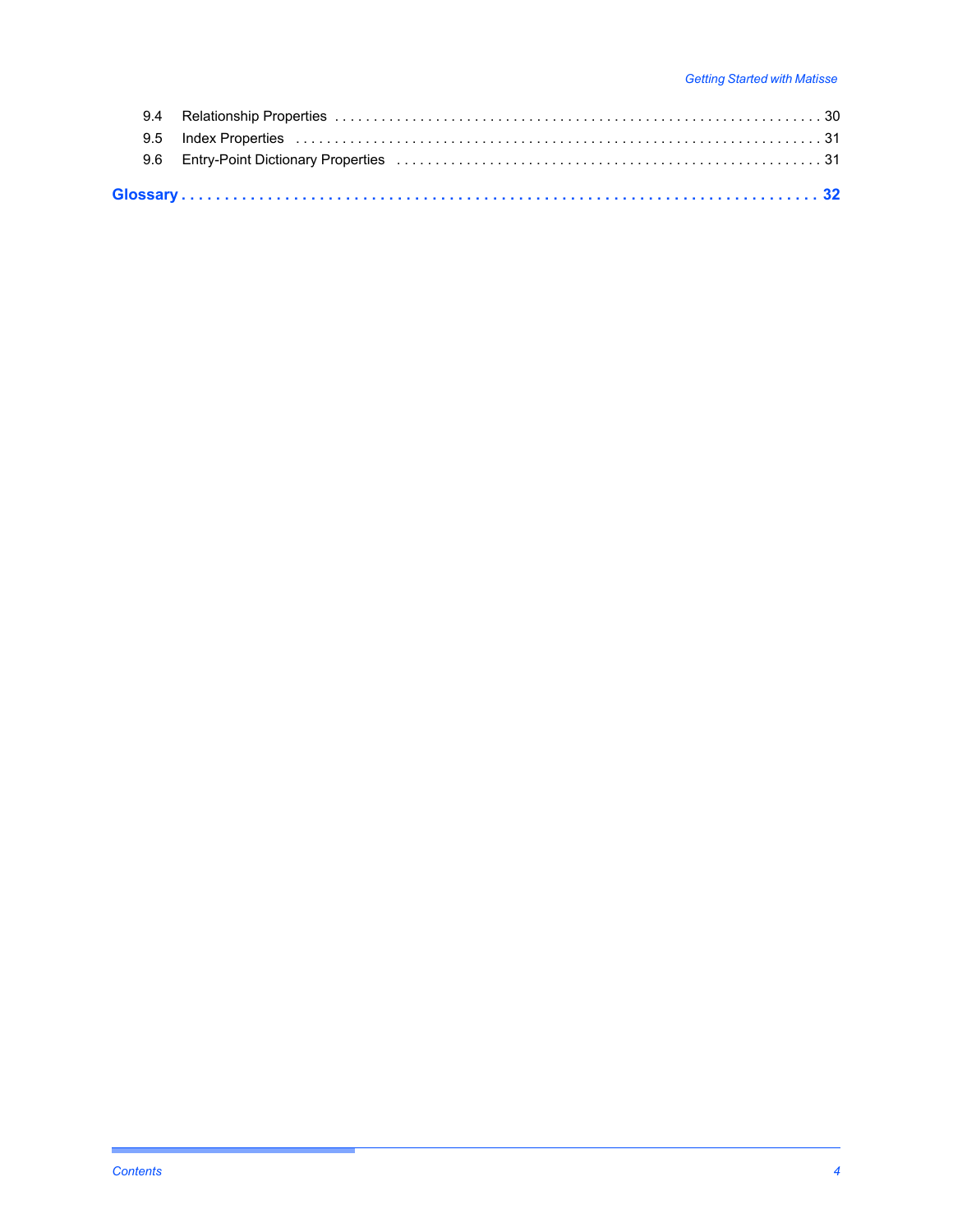9.4 Relationship Properties . . . . . . . . . . . . . . . . . . . . . . . . . . . . . . . . . . . . . . . . . . . . . . . . . . . . . . . . . . . . . . 30
9.5 Index Properties . . . . . . . . . . . . . . . . . . . . . . . . . . . . . . . . . . . . . . . . . . . . . . . . . . . . . . . . . . . . . . . . . . . 31
9.6 Entry-Point Dictionary Properties . . . . . . . . . . . . . . . . . . . . . . . . . . . . . . . . . . . . . . . . . . . . . . . . . . . . . 31

**Glossary . . . . . . . . . . . . . . . . . . . . . . . . . . . . . . . . . . . . . . . . . . . . . . . . . . . . . . . . . . . . . . . . . . . . 32**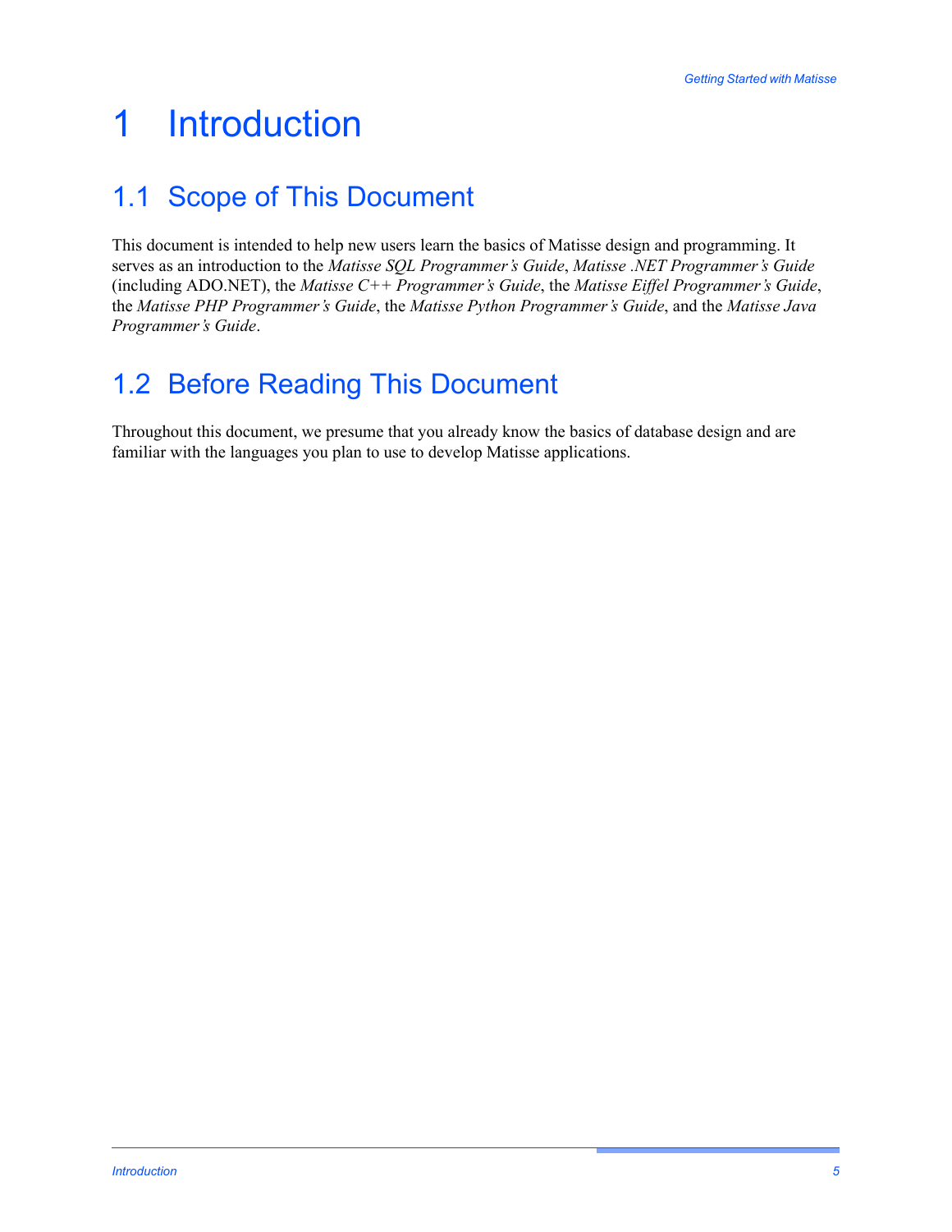# 1 Introduction

## 1.1 Scope of This Document

This document is intended to help new users learn the basics of Matisse design and programming. It serves as an introduction to the *Matisse SQL Programmer's Guide*, *Matisse .NET Programmer's Guide* (including ADO.NET), the *Matisse C++ Programmer's Guide*, the *Matisse Eiffel Programmer's Guide*, the *Matisse PHP Programmer's Guide*, the *Matisse Python Programmer's Guide*, and the *Matisse Java Programmer's Guide*.

## 1.2 Before Reading This Document

Throughout this document, we presume that you already know the basics of database design and are familiar with the languages you plan to use to develop Matisse applications.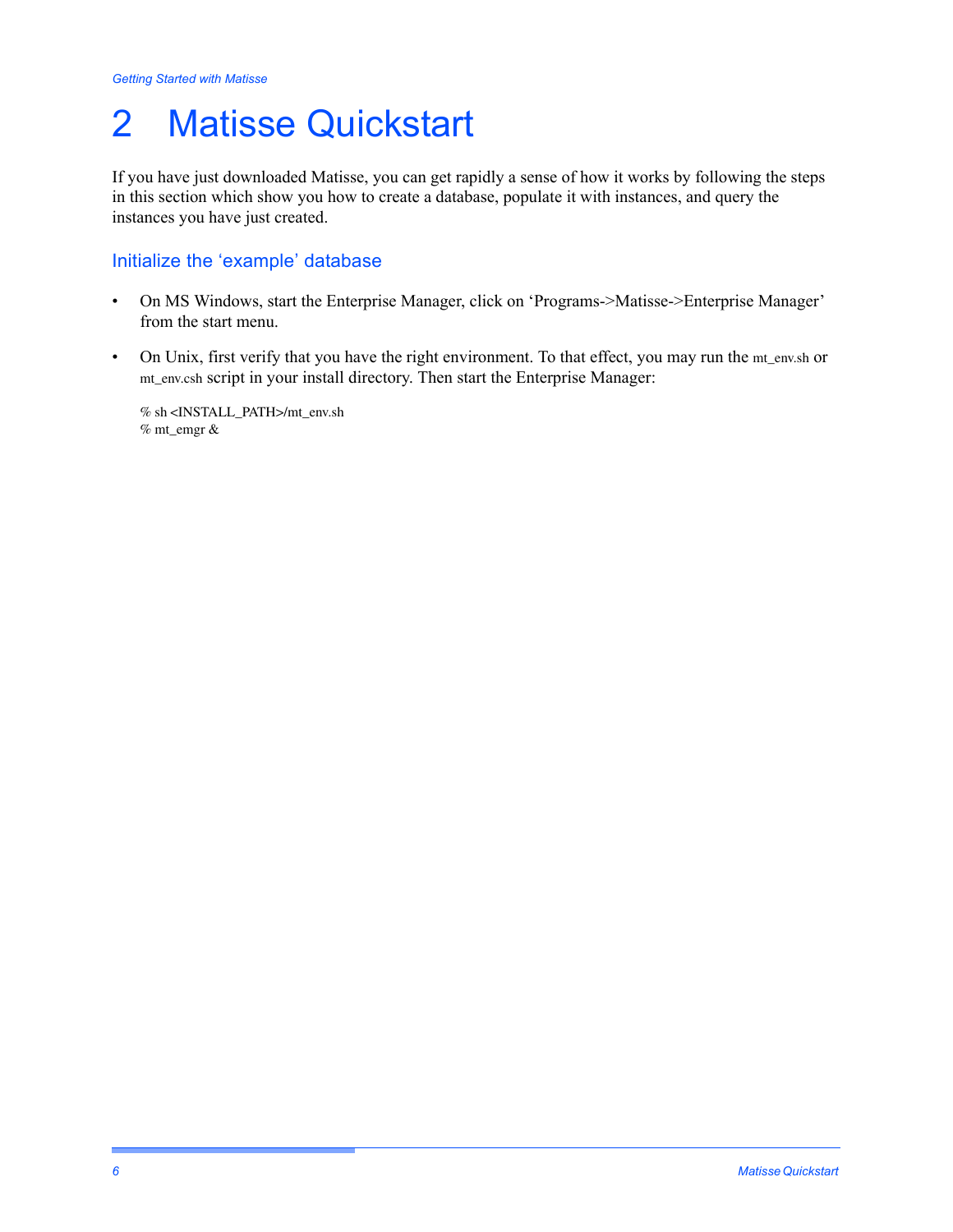# 2 Matisse Quickstart

If you have just downloaded Matisse, you can get rapidly a sense of how it works by following the steps in this section which show you how to create a database, populate it with instances, and query the instances you have just created.

## Initialize the ‘example’ database

- On MS Windows, start the Enterprise Manager, click on ‘Programs->Matisse->Enterprise Manager’ from the start menu.
- On Unix, first verify that you have the right environment. To that effect, you may run the mt_env.sh or mt_env.csh script in your install directory. Then start the Enterprise Manager:

```
% sh <INSTALL_PATH>/mt_env.sh
% mt_emgr &
```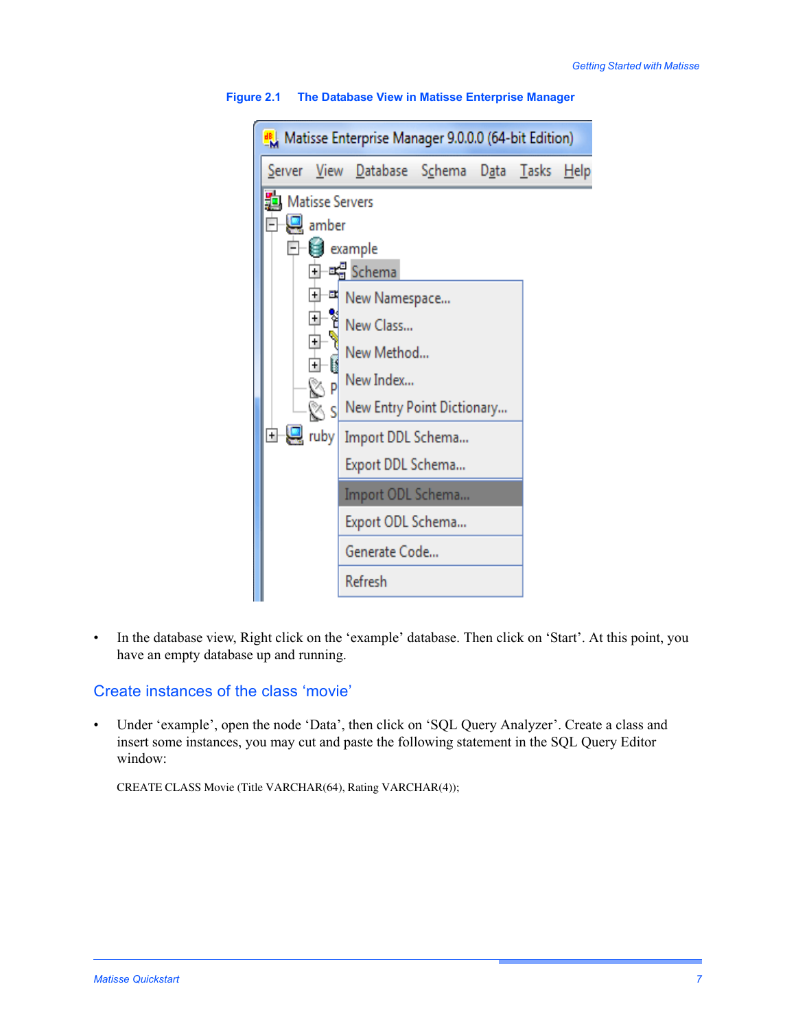**Figure 2.1 The Database View in Matisse Enterprise Manager**

- In the database view, Right click on the 'example' database. Then click on 'Start'. At this point, you have an empty database up and running.

## Create instances of the class 'movie'

- Under 'example', open the node 'Data', then click on 'SQL Query Analyzer'. Create a class and insert some instances, you may cut and paste the following statement in the SQL Query Editor window:

```
CREATE CLASS Movie (Title VARCHAR(64), Rating VARCHAR(4));
```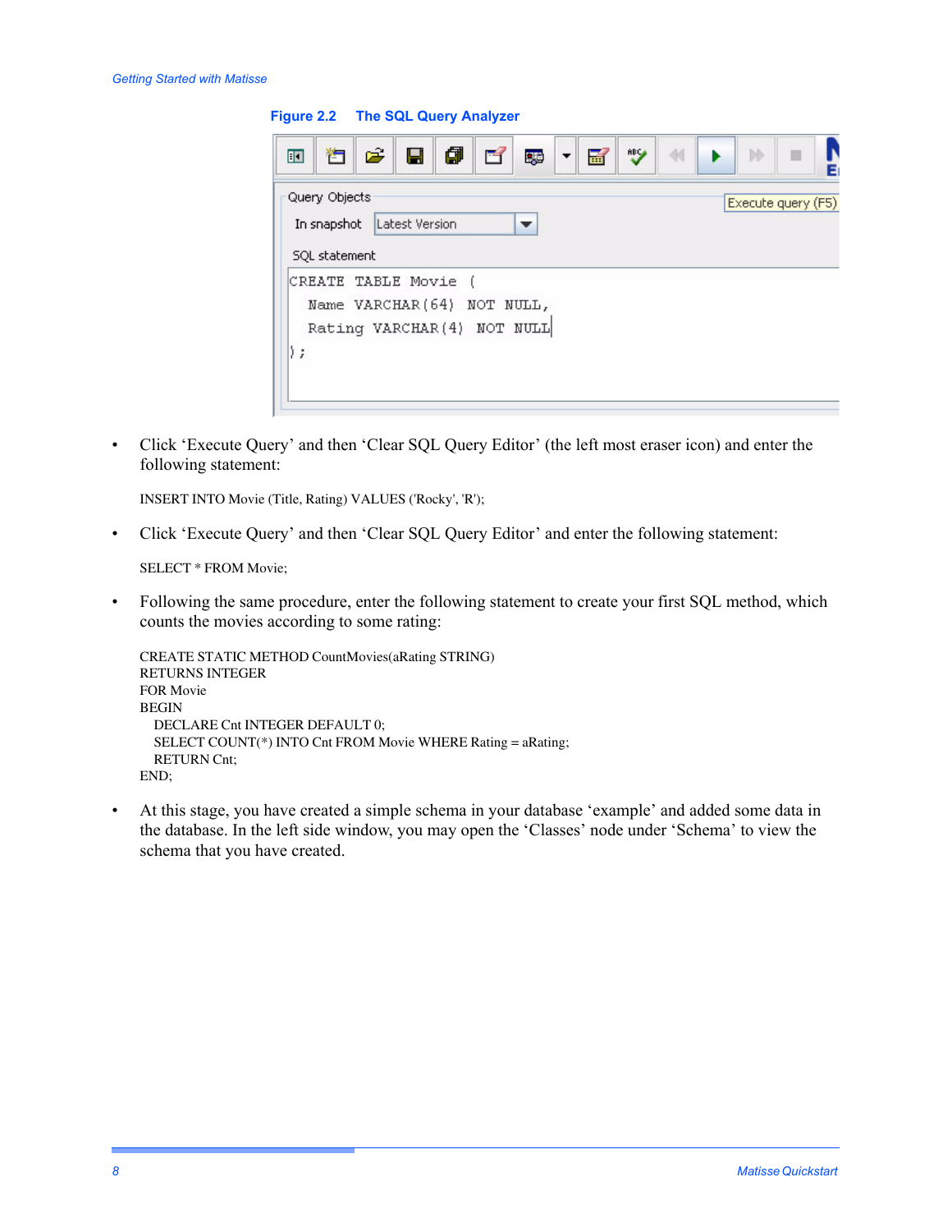**Figure 2.2 The SQL Query Analyzer**

- Click ‘Execute Query’ and then ‘Clear SQL Query Editor’ (the left most eraser icon) and enter the following statement:

```
INSERT INTO Movie (Title, Rating) VALUES ('Rocky', 'R');
```

- Click ‘Execute Query’ and then ‘Clear SQL Query Editor’ and enter the following statement:

```
SELECT * FROM Movie;
```

- Following the same procedure, enter the following statement to create your first SQL method, which counts the movies according to some rating:

```
CREATE STATIC METHOD CountMovies(aRating STRING)
RETURNS INTEGER
FOR Movie
BEGIN
   DECLARE Cnt INTEGER DEFAULT 0;
   SELECT COUNT(*) INTO Cnt FROM Movie WHERE Rating = aRating;
   RETURN Cnt;
END;
```

- At this stage, you have created a simple schema in your database ‘example’ and added some data in the database. In the left side window, you may open the ‘Classes’ node under ‘Schema’ to view the schema that you have created.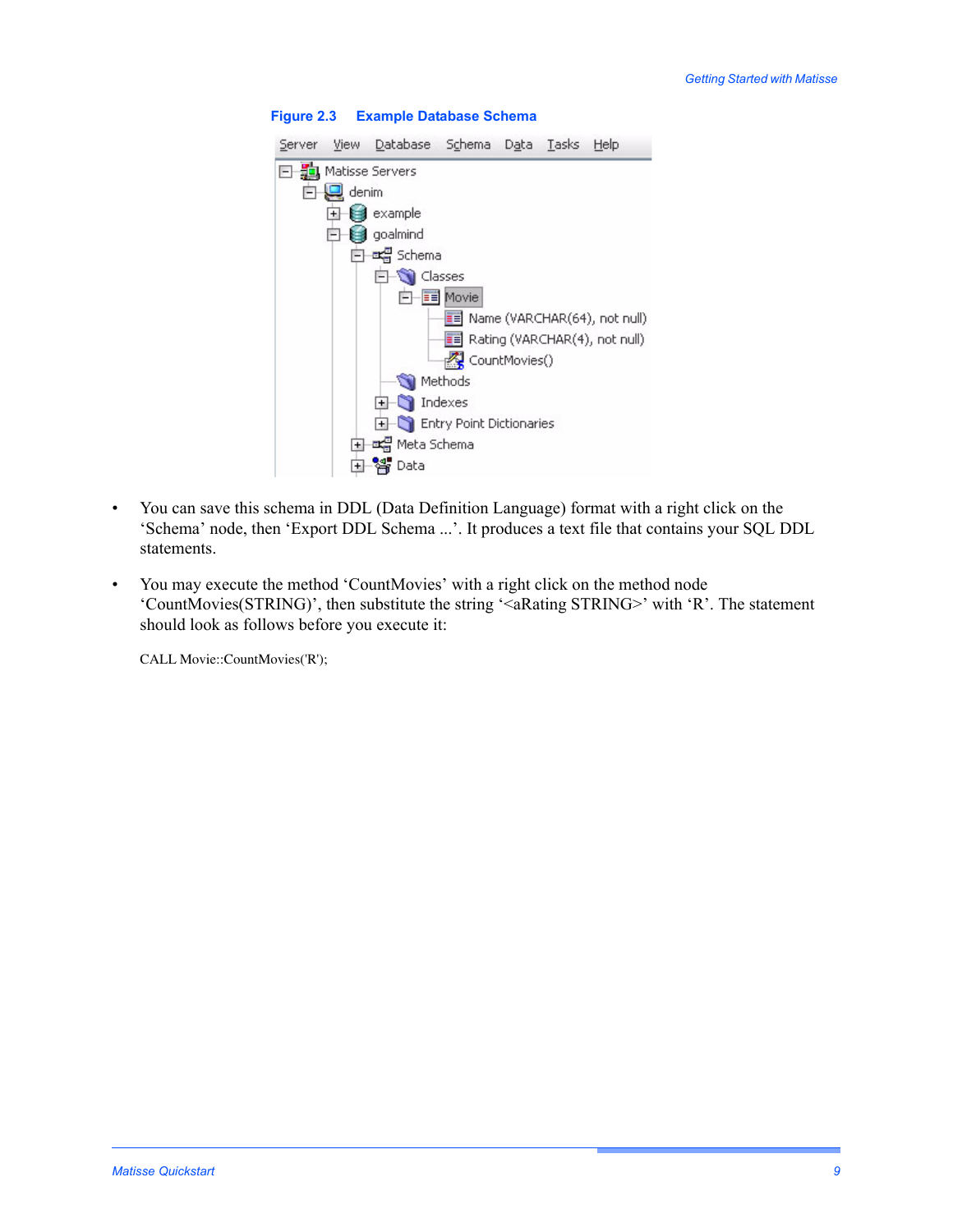**Figure 2.3 Example Database Schema**

- You can save this schema in DDL (Data Definition Language) format with a right click on the 'Schema' node, then 'Export DDL Schema ...'. It produces a text file that contains your SQL DDL statements.
- You may execute the method 'CountMovies' with a right click on the method node 'CountMovies(STRING)', then substitute the string '<aRating STRING>' with 'R'. The statement should look as follows before you execute it:

```
CALL Movie::CountMovies('R');
```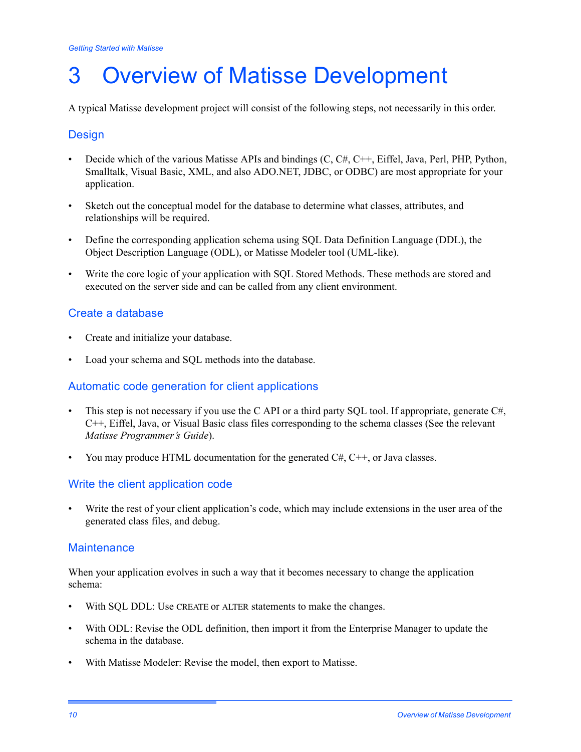# 3 Overview of Matisse Development

A typical Matisse development project will consist of the following steps, not necessarily in this order.

## Design

- Decide which of the various Matisse APIs and bindings (C, C#, C++, Eiffel, Java, Perl, PHP, Python, Smalltalk, Visual Basic, XML, and also ADO.NET, JDBC, or ODBC) are most appropriate for your application.
- Sketch out the conceptual model for the database to determine what classes, attributes, and relationships will be required.
- Define the corresponding application schema using SQL Data Definition Language (DDL), the Object Description Language (ODL), or Matisse Modeler tool (UML-like).
- Write the core logic of your application with SQL Stored Methods. These methods are stored and executed on the server side and can be called from any client environment.

## Create a database

- Create and initialize your database.
- Load your schema and SQL methods into the database.

## Automatic code generation for client applications

- This step is not necessary if you use the C API or a third party SQL tool. If appropriate, generate C#, C++, Eiffel, Java, or Visual Basic class files corresponding to the schema classes (See the relevant *Matisse Programmer's Guide*).
- You may produce HTML documentation for the generated C#, C++, or Java classes.

## Write the client application code

- Write the rest of your client application's code, which may include extensions in the user area of the generated class files, and debug.

## Maintenance

When your application evolves in such a way that it becomes necessary to change the application schema:

- With SQL DDL: Use CREATE or ALTER statements to make the changes.
- With ODL: Revise the ODL definition, then import it from the Enterprise Manager to update the schema in the database.
- With Matisse Modeler: Revise the model, then export to Matisse.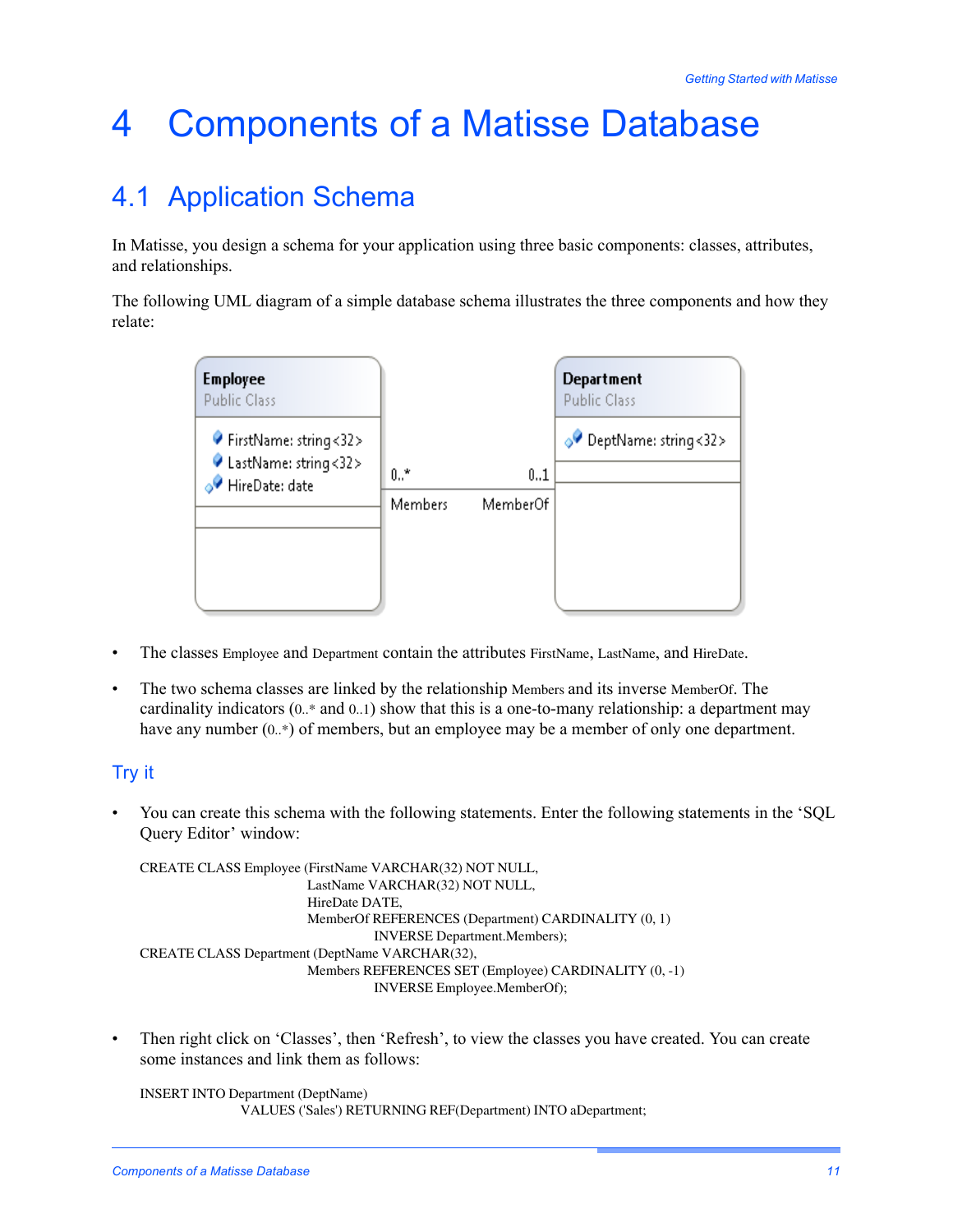# 4 Components of a Matisse Database

## 4.1 Application Schema

In Matisse, you design a schema for your application using three basic components: classes, attributes, and relationships.

The following UML diagram of a simple database schema illustrates the three components and how they relate:

Employee
Public Class
FirstName: string<32>
LastName: string<32>
HireDate: date

0..*
Members

0..1
MemberOf

Department
Public Class
DeptName: string<32>

- The classes Employee and Department contain the attributes FirstName, LastName, and HireDate.
- The two schema classes are linked by the relationship Members and its inverse MemberOf. The cardinality indicators (0..* and 0..1) show that this is a one-to-many relationship: a department may have any number (0..*) of members, but an employee may be a member of only one department.

### Try it

- You can create this schema with the following statements. Enter the following statements in the 'SQL Query Editor' window:

```
CREATE CLASS Employee (FirstName VARCHAR(32) NOT NULL,
                      LastName VARCHAR(32) NOT NULL,
                      HireDate DATE,
                      MemberOf REFERENCES (Department) CARDINALITY (0, 1)
                          INVERSE Department.Members);
CREATE CLASS Department (DeptName VARCHAR(32),
                      Members REFERENCES SET (Employee) CARDINALITY (0, -1)
                          INVERSE Employee.MemberOf);
```

- Then right click on 'Classes', then 'Refresh', to view the classes you have created. You can create some instances and link them as follows:

```
INSERT INTO Department (DeptName)
        VALUES ('Sales') RETURNING REF(Department) INTO aDepartment;
```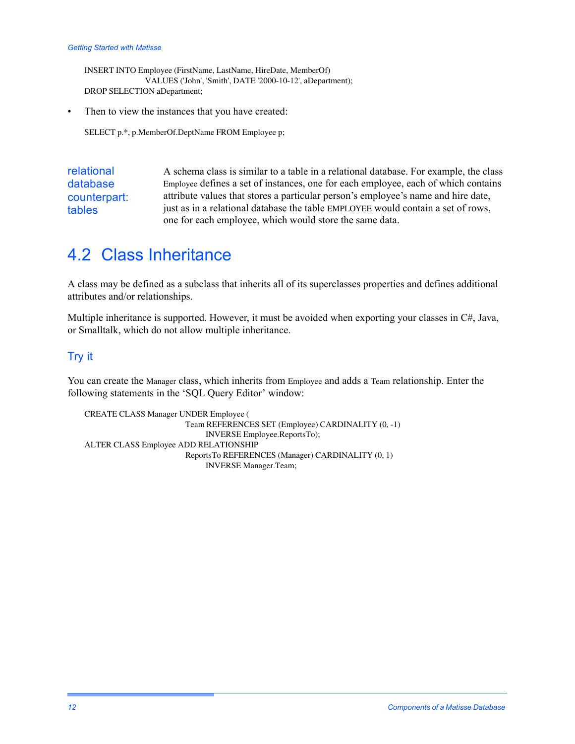```
INSERT INTO Employee (FirstName, LastName, HireDate, MemberOf)
        VALUES ('John', 'Smith', DATE '2000-10-12', aDepartment);
DROP SELECTION aDepartment;
```

- Then to view the instances that you have created:

```
SELECT p.*, p.MemberOf.DeptName FROM Employee p;
```

**relational database counterpart: tables**

A schema class is similar to a table in a relational database. For example, the class Employee defines a set of instances, one for each employee, each of which contains attribute values that stores a particular person's employee's name and hire date, just as in a relational database the table EMPLOYEE would contain a set of rows, one for each employee, which would store the same data.

## 4.2 Class Inheritance

A class may be defined as a subclass that inherits all of its superclasses properties and defines additional attributes and/or relationships.

Multiple inheritance is supported. However, it must be avoided when exporting your classes in C#, Java, or Smalltalk, which do not allow multiple inheritance.

### Try it

You can create the Manager class, which inherits from Employee and adds a Team relationship. Enter the following statements in the 'SQL Query Editor' window:

```
CREATE CLASS Manager UNDER Employee (
                Team REFERENCES SET (Employee) CARDINALITY (0, -1)
                    INVERSE Employee.ReportsTo);
ALTER CLASS Employee ADD RELATIONSHIP
                ReportsTo REFERENCES (Manager) CARDINALITY (0, 1)
                    INVERSE Manager.Team;
```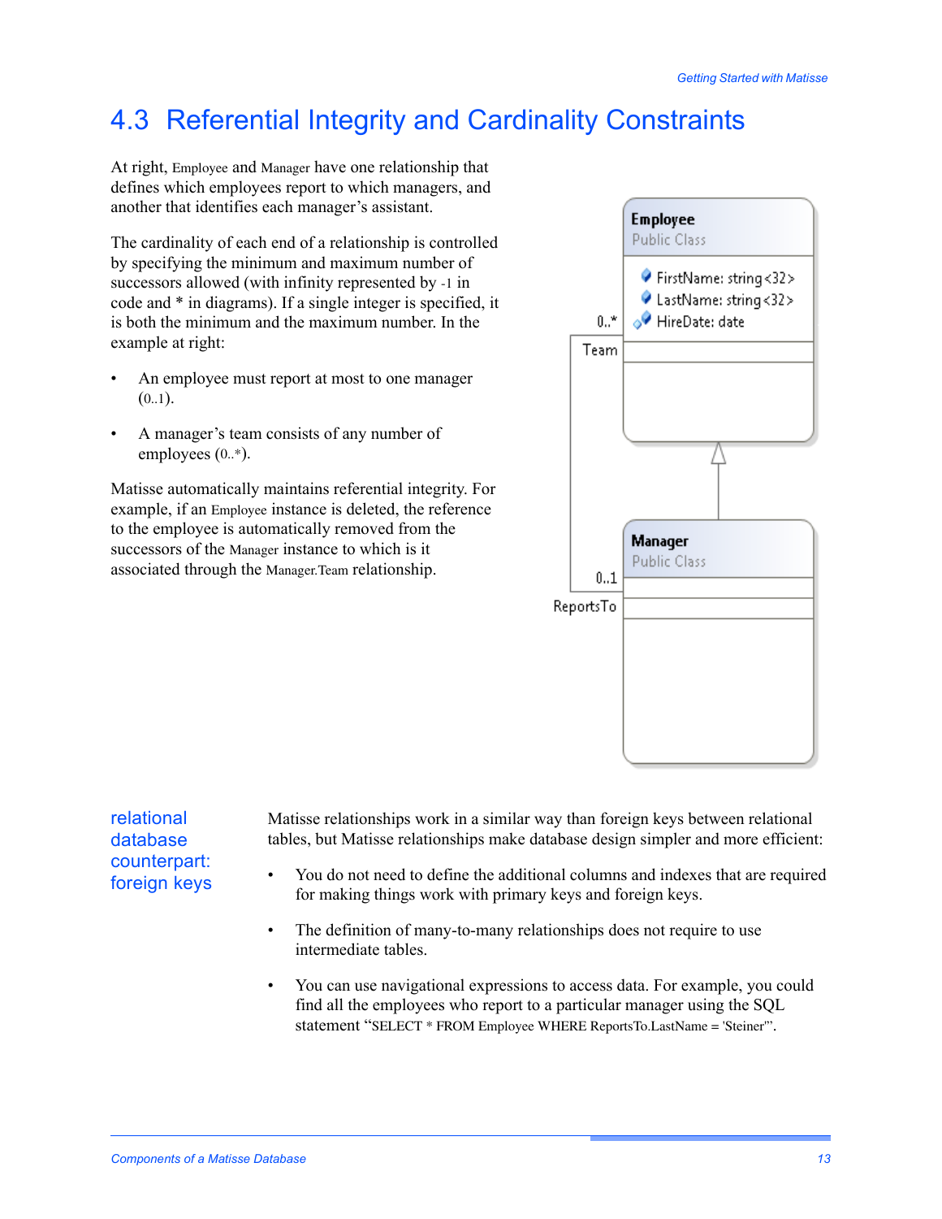## 4.3 Referential Integrity and Cardinality Constraints

At right, Employee and Manager have one relationship that defines which employees report to which managers, and another that identifies each manager's assistant.

The cardinality of each end of a relationship is controlled by specifying the minimum and maximum number of successors allowed (with infinity represented by -1 in code and * in diagrams). If a single integer is specified, it is both the minimum and the maximum number. In the example at right:

- An employee must report at most to one manager (0..1).
- A manager's team consists of any number of employees (0..*).

Matisse automatically maintains referential integrity. For example, if an Employee instance is deleted, the reference to the employee is automatically removed from the successors of the Manager instance to which is it associated through the Manager.Team relationship.

Employee
Public Class
FirstName: string<32>
LastName: string<32>
HireDate: date

0..* Team

Manager
Public Class

0..1 ReportsTo

**relational database counterpart: foreign keys**

Matisse relationships work in a similar way than foreign keys between relational tables, but Matisse relationships make database design simpler and more efficient:

- You do not need to define the additional columns and indexes that are required for making things work with primary keys and foreign keys.
- The definition of many-to-many relationships does not require to use intermediate tables.
- You can use navigational expressions to access data. For example, you could find all the employees who report to a particular manager using the SQL statement "SELECT * FROM Employee WHERE ReportsTo.LastName = 'Steiner'".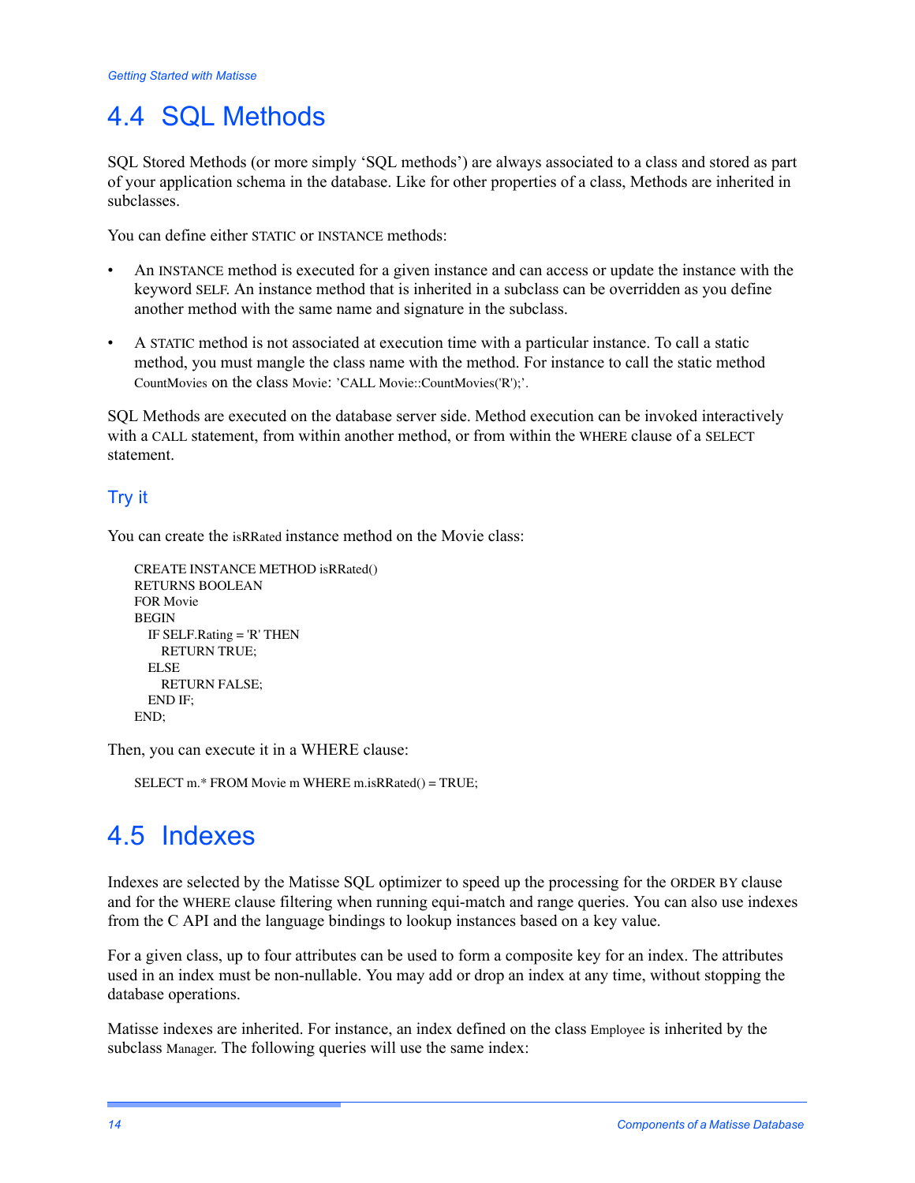## 4.4 SQL Methods

SQL Stored Methods (or more simply 'SQL methods') are always associated to a class and stored as part of your application schema in the database. Like for other properties of a class, Methods are inherited in subclasses.

You can define either STATIC or INSTANCE methods:

- An INSTANCE method is executed for a given instance and can access or update the instance with the keyword SELF. An instance method that is inherited in a subclass can be overridden as you define another method with the same name and signature in the subclass.
- A STATIC method is not associated at execution time with a particular instance. To call a static method, you must mangle the class name with the method. For instance to call the static method CountMovies on the class Movie: 'CALL Movie::CountMovies('R');'.

SQL Methods are executed on the database server side. Method execution can be invoked interactively with a CALL statement, from within another method, or from within the WHERE clause of a SELECT statement.

### Try it

You can create the isRRated instance method on the Movie class:

```
CREATE INSTANCE METHOD isRRated()
RETURNS BOOLEAN
FOR Movie
BEGIN
  IF SELF.Rating = 'R' THEN
    RETURN TRUE;
  ELSE
    RETURN FALSE;
  END IF;
END;
```

Then, you can execute it in a WHERE clause:

```
SELECT m.* FROM Movie m WHERE m.isRRated() = TRUE;
```

## 4.5 Indexes

Indexes are selected by the Matisse SQL optimizer to speed up the processing for the ORDER BY clause and for the WHERE clause filtering when running equi-match and range queries. You can also use indexes from the C API and the language bindings to lookup instances based on a key value.

For a given class, up to four attributes can be used to form a composite key for an index. The attributes used in an index must be non-nullable. You may add or drop an index at any time, without stopping the database operations.

Matisse indexes are inherited. For instance, an index defined on the class Employee is inherited by the subclass Manager. The following queries will use the same index: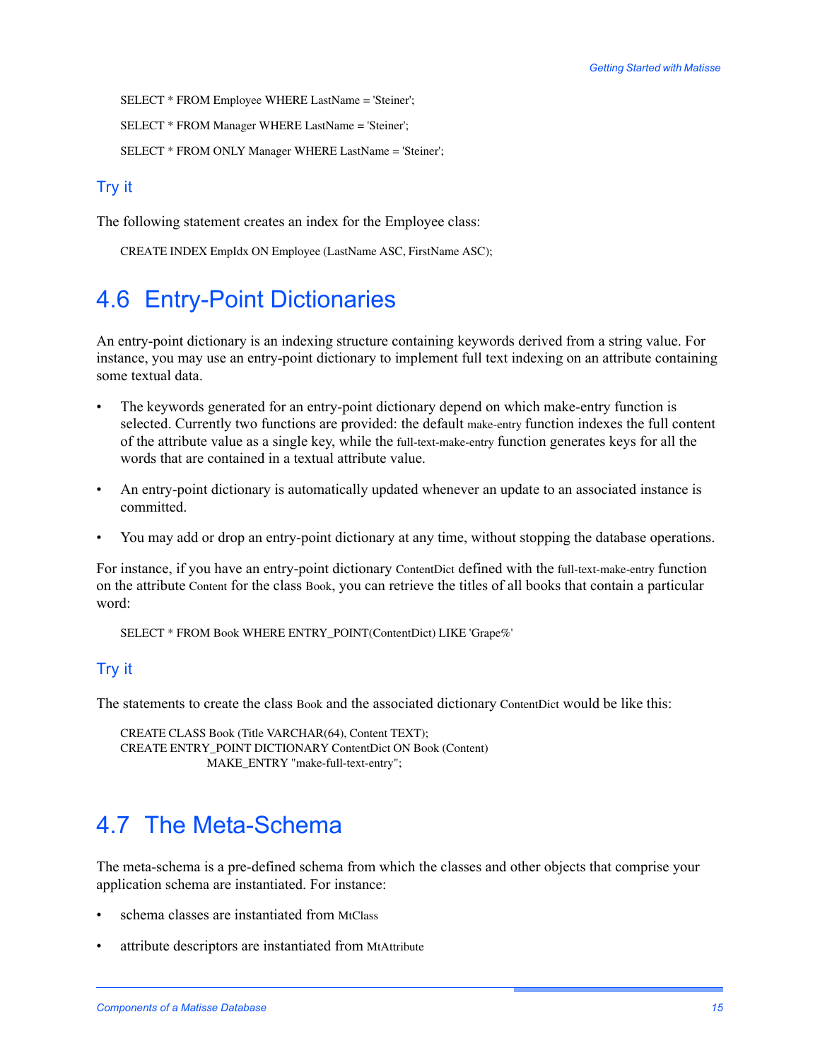```
SELECT * FROM Employee WHERE LastName = 'Steiner';

SELECT * FROM Manager WHERE LastName = 'Steiner';

SELECT * FROM ONLY Manager WHERE LastName = 'Steiner';
```

### Try it

The following statement creates an index for the Employee class:

```
CREATE INDEX EmpIdx ON Employee (LastName ASC, FirstName ASC);
```

## 4.6 Entry-Point Dictionaries

An entry-point dictionary is an indexing structure containing keywords derived from a string value. For instance, you may use an entry-point dictionary to implement full text indexing on an attribute containing some textual data.

- The keywords generated for an entry-point dictionary depend on which make-entry function is selected. Currently two functions are provided: the default make-entry function indexes the full content of the attribute value as a single key, while the full-text-make-entry function generates keys for all the words that are contained in a textual attribute value.
- An entry-point dictionary is automatically updated whenever an update to an associated instance is committed.
- You may add or drop an entry-point dictionary at any time, without stopping the database operations.

For instance, if you have an entry-point dictionary ContentDict defined with the full-text-make-entry function on the attribute Content for the class Book, you can retrieve the titles of all books that contain a particular word:

```
SELECT * FROM Book WHERE ENTRY_POINT(ContentDict) LIKE 'Grape%'
```

### Try it

The statements to create the class Book and the associated dictionary ContentDict would be like this:

```
CREATE CLASS Book (Title VARCHAR(64), Content TEXT);
CREATE ENTRY_POINT DICTIONARY ContentDict ON Book (Content)
                    MAKE_ENTRY "make-full-text-entry";
```

## 4.7 The Meta-Schema

The meta-schema is a pre-defined schema from which the classes and other objects that comprise your application schema are instantiated. For instance:

- schema classes are instantiated from MtClass
- attribute descriptors are instantiated from MtAttribute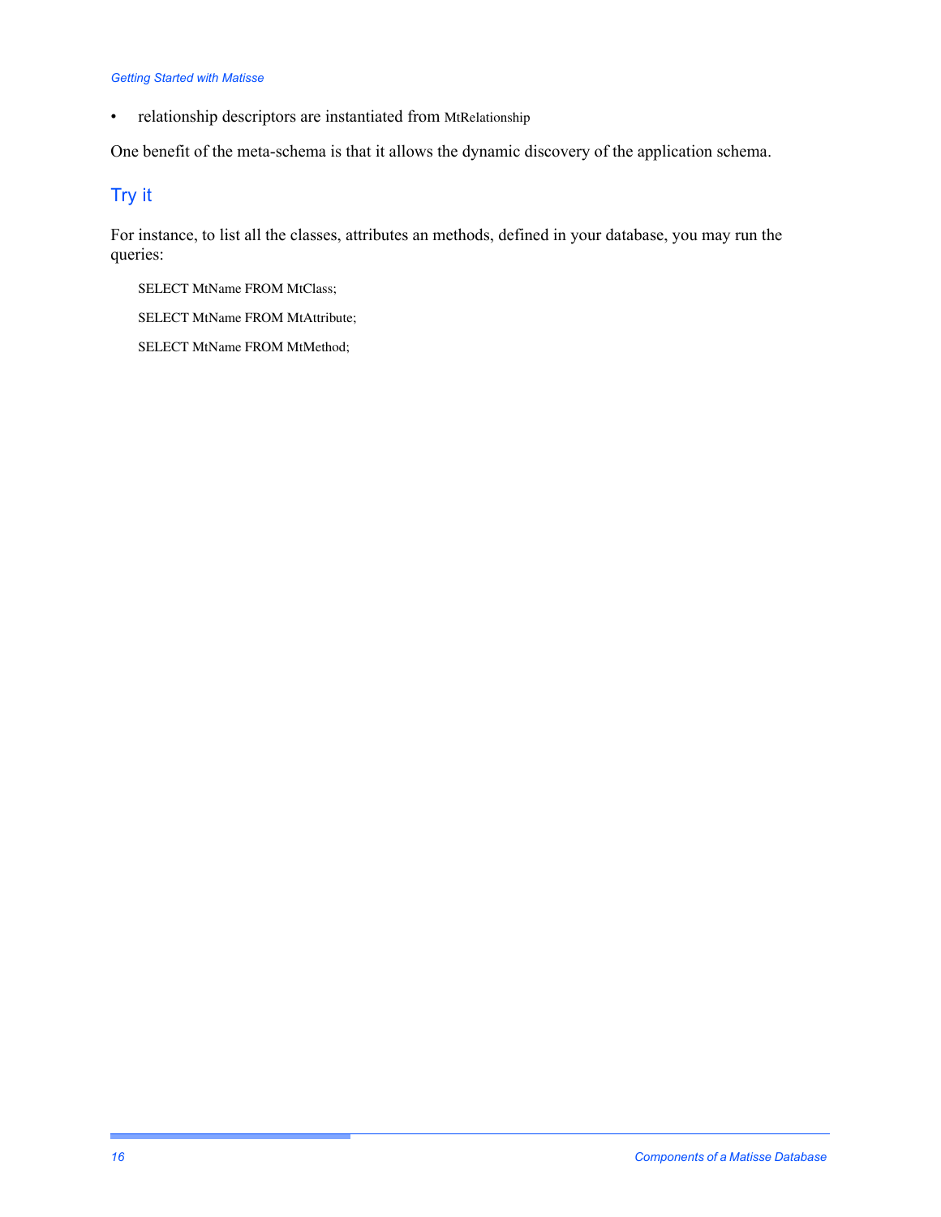- relationship descriptors are instantiated from MtRelationship

One benefit of the meta-schema is that it allows the dynamic discovery of the application schema.

## Try it

For instance, to list all the classes, attributes an methods, defined in your database, you may run the queries:

```
SELECT MtName FROM MtClass;

SELECT MtName FROM MtAttribute;

SELECT MtName FROM MtMethod;
```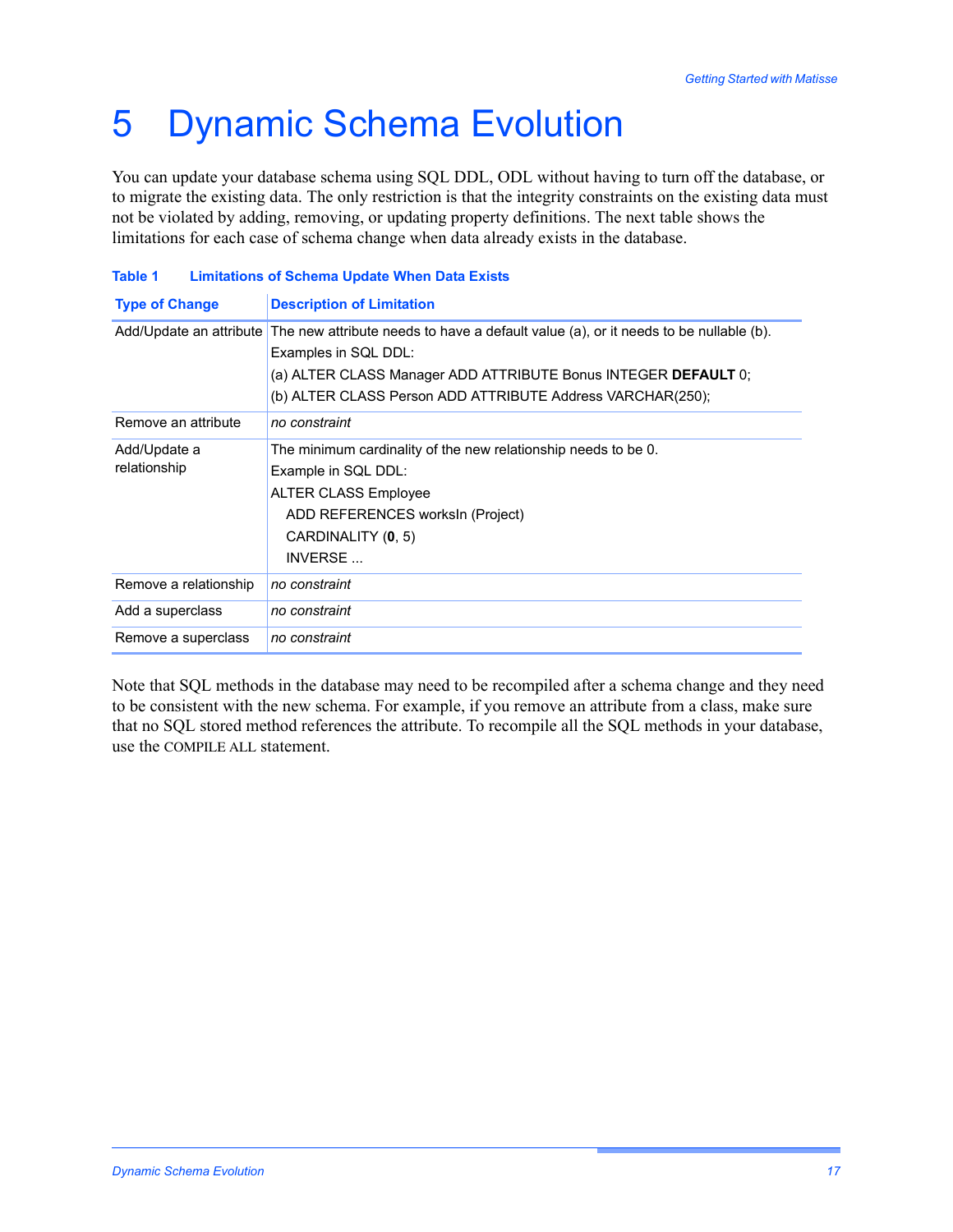# 5 Dynamic Schema Evolution

You can update your database schema using SQL DDL, ODL without having to turn off the database, or to migrate the existing data. The only restriction is that the integrity constraints on the existing data must not be violated by adding, removing, or updating property definitions. The next table shows the limitations for each case of schema change when data already exists in the database.

**Table 1 Limitations of Schema Update When Data Exists**

| Type of Change | Description of Limitation |
|---|---|
| Add/Update an attribute | The new attribute needs to have a default value (a), or it needs to be nullable (b).<br>Examples in SQL DDL:<br>(a) ALTER CLASS Manager ADD ATTRIBUTE Bonus INTEGER **DEFAULT** 0;<br>(b) ALTER CLASS Person ADD ATTRIBUTE Address VARCHAR(250); |
| Remove an attribute | *no constraint* |
| Add/Update a relationship | The minimum cardinality of the new relationship needs to be 0.<br>Example in SQL DDL:<br>ALTER CLASS Employee<br>ADD REFERENCES worksIn (Project)<br>CARDINALITY (**0**, 5)<br>INVERSE ... |
| Remove a relationship | *no constraint* |
| Add a superclass | *no constraint* |
| Remove a superclass | *no constraint* |

Note that SQL methods in the database may need to be recompiled after a schema change and they need to be consistent with the new schema. For example, if you remove an attribute from a class, make sure that no SQL stored method references the attribute. To recompile all the SQL methods in your database, use the COMPILE ALL statement.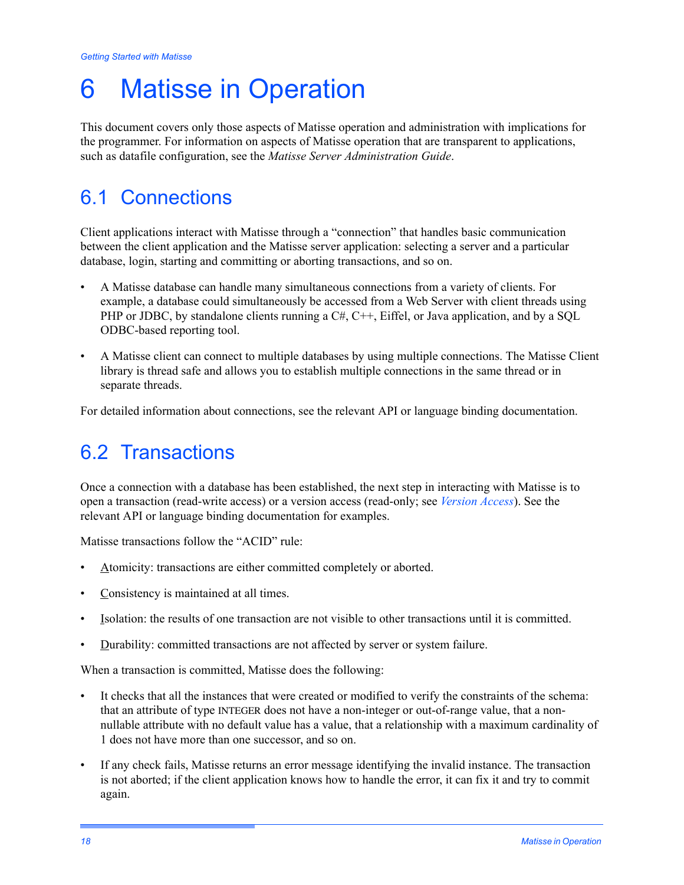# 6 Matisse in Operation

This document covers only those aspects of Matisse operation and administration with implications for the programmer. For information on aspects of Matisse operation that are transparent to applications, such as datafile configuration, see the *Matisse Server Administration Guide*.

## 6.1 Connections

Client applications interact with Matisse through a "connection" that handles basic communication between the client application and the Matisse server application: selecting a server and a particular database, login, starting and committing or aborting transactions, and so on.

- A Matisse database can handle many simultaneous connections from a variety of clients. For example, a database could simultaneously be accessed from a Web Server with client threads using PHP or JDBC, by standalone clients running a C#, C++, Eiffel, or Java application, and by a SQL ODBC-based reporting tool.
- A Matisse client can connect to multiple databases by using multiple connections. The Matisse Client library is thread safe and allows you to establish multiple connections in the same thread or in separate threads.

For detailed information about connections, see the relevant API or language binding documentation.

## 6.2 Transactions

Once a connection with a database has been established, the next step in interacting with Matisse is to open a transaction (read-write access) or a version access (read-only; see *Version Access*). See the relevant API or language binding documentation for examples.

Matisse transactions follow the "ACID" rule:

- Atomicity: transactions are either committed completely or aborted.
- Consistency is maintained at all times.
- Isolation: the results of one transaction are not visible to other transactions until it is committed.
- Durability: committed transactions are not affected by server or system failure.

When a transaction is committed, Matisse does the following:

- It checks that all the instances that were created or modified to verify the constraints of the schema: that an attribute of type INTEGER does not have a non-integer or out-of-range value, that a non-nullable attribute with no default value has a value, that a relationship with a maximum cardinality of 1 does not have more than one successor, and so on.
- If any check fails, Matisse returns an error message identifying the invalid instance. The transaction is not aborted; if the client application knows how to handle the error, it can fix it and try to commit again.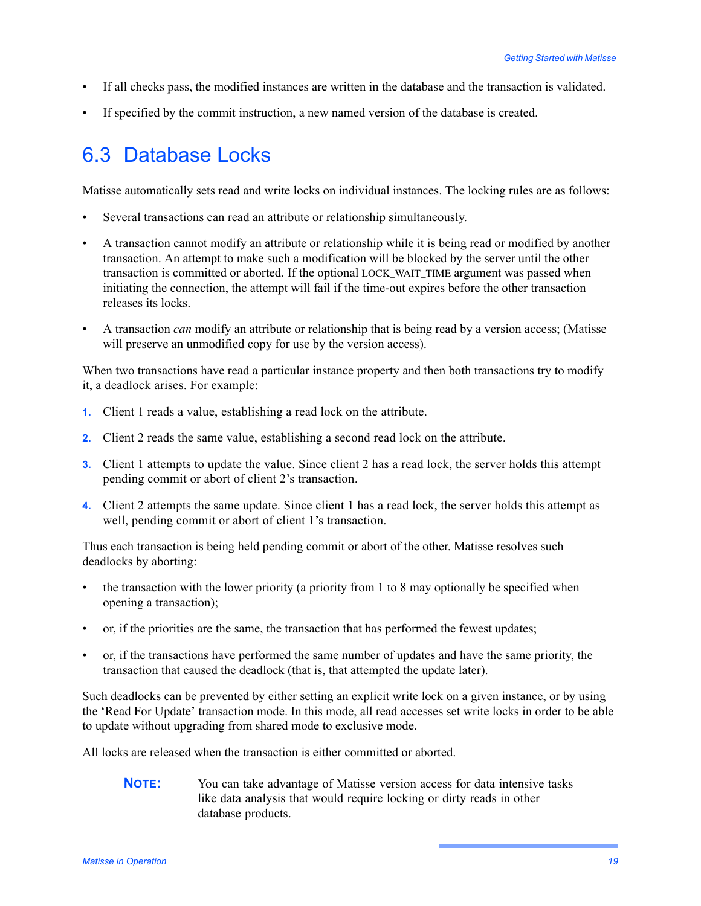- If all checks pass, the modified instances are written in the database and the transaction is validated.
- If specified by the commit instruction, a new named version of the database is created.

## 6.3 Database Locks

Matisse automatically sets read and write locks on individual instances. The locking rules are as follows:

- Several transactions can read an attribute or relationship simultaneously.
- A transaction cannot modify an attribute or relationship while it is being read or modified by another transaction. An attempt to make such a modification will be blocked by the server until the other transaction is committed or aborted. If the optional LOCK_WAIT_TIME argument was passed when initiating the connection, the attempt will fail if the time-out expires before the other transaction releases its locks.
- A transaction *can* modify an attribute or relationship that is being read by a version access; (Matisse will preserve an unmodified copy for use by the version access).

When two transactions have read a particular instance property and then both transactions try to modify it, a deadlock arises. For example:

1. Client 1 reads a value, establishing a read lock on the attribute.
2. Client 2 reads the same value, establishing a second read lock on the attribute.
3. Client 1 attempts to update the value. Since client 2 has a read lock, the server holds this attempt pending commit or abort of client 2's transaction.
4. Client 2 attempts the same update. Since client 1 has a read lock, the server holds this attempt as well, pending commit or abort of client 1's transaction.

Thus each transaction is being held pending commit or abort of the other. Matisse resolves such deadlocks by aborting:

- the transaction with the lower priority (a priority from 1 to 8 may optionally be specified when opening a transaction);
- or, if the priorities are the same, the transaction that has performed the fewest updates;
- or, if the transactions have performed the same number of updates and have the same priority, the transaction that caused the deadlock (that is, that attempted the update later).

Such deadlocks can be prevented by either setting an explicit write lock on a given instance, or by using the 'Read For Update' transaction mode. In this mode, all read accesses set write locks in order to be able to update without upgrading from shared mode to exclusive mode.

All locks are released when the transaction is either committed or aborted.

> **NOTE:** You can take advantage of Matisse version access for data intensive tasks like data analysis that would require locking or dirty reads in other database products.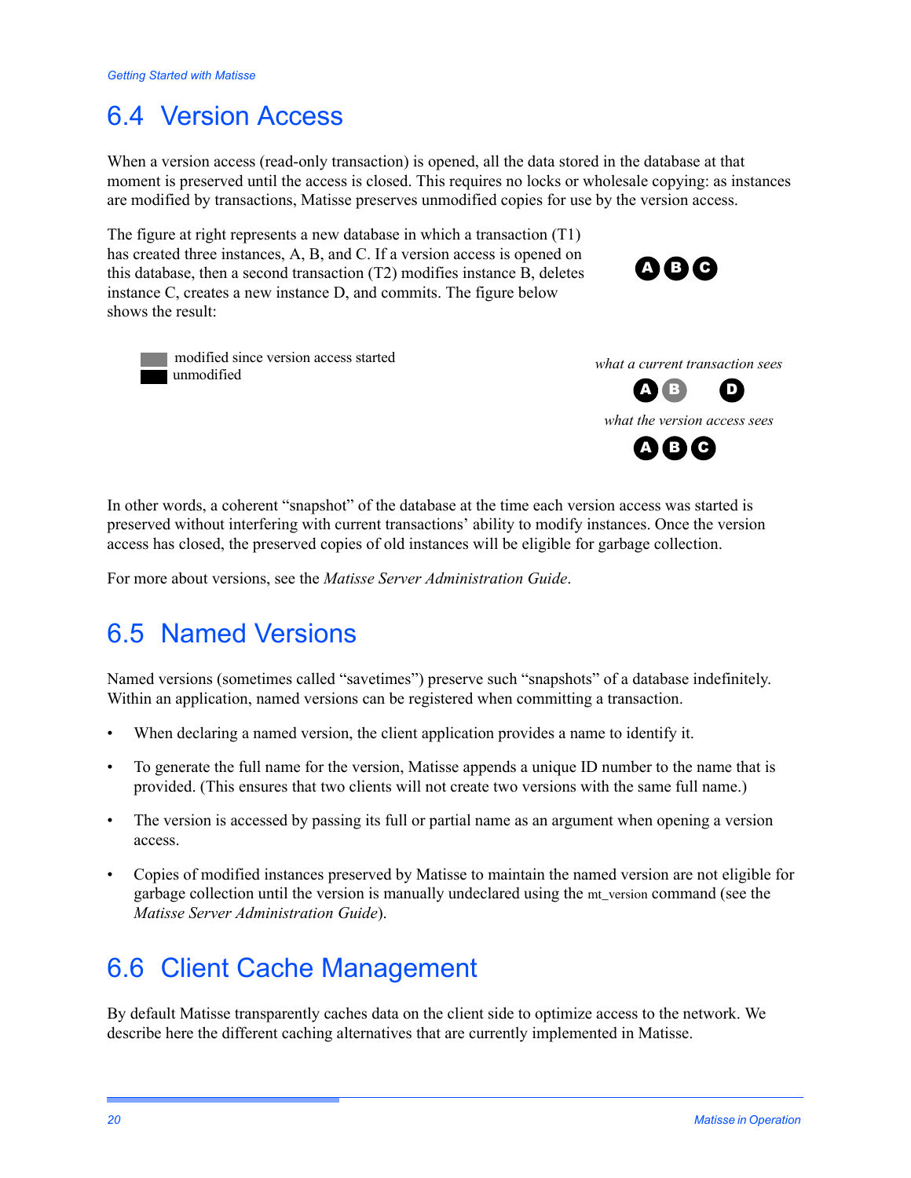## 6.4 Version Access

When a version access (read-only transaction) is opened, all the data stored in the database at that moment is preserved until the access is closed. This requires no locks or wholesale copying: as instances are modified by transactions, Matisse preserves unmodified copies for use by the version access.

The figure at right represents a new database in which a transaction (T1) has created three instances, A, B, and C. If a version access is opened on this database, then a second transaction (T2) modifies instance B, deletes instance C, creates a new instance D, and commits. The figure below shows the result:

A B C

modified since version access started
unmodified

*what a current transaction sees*

A B D

*what the version access sees*

A B C

In other words, a coherent "snapshot" of the database at the time each version access was started is preserved without interfering with current transactions' ability to modify instances. Once the version access has closed, the preserved copies of old instances will be eligible for garbage collection.

For more about versions, see the *Matisse Server Administration Guide*.

## 6.5 Named Versions

Named versions (sometimes called "savetimes") preserve such "snapshots" of a database indefinitely. Within an application, named versions can be registered when committing a transaction.

- When declaring a named version, the client application provides a name to identify it.
- To generate the full name for the version, Matisse appends a unique ID number to the name that is provided. (This ensures that two clients will not create two versions with the same full name.)
- The version is accessed by passing its full or partial name as an argument when opening a version access.
- Copies of modified instances preserved by Matisse to maintain the named version are not eligible for garbage collection until the version is manually undeclared using the mt_version command (see the *Matisse Server Administration Guide*).

## 6.6 Client Cache Management

By default Matisse transparently caches data on the client side to optimize access to the network. We describe here the different caching alternatives that are currently implemented in Matisse.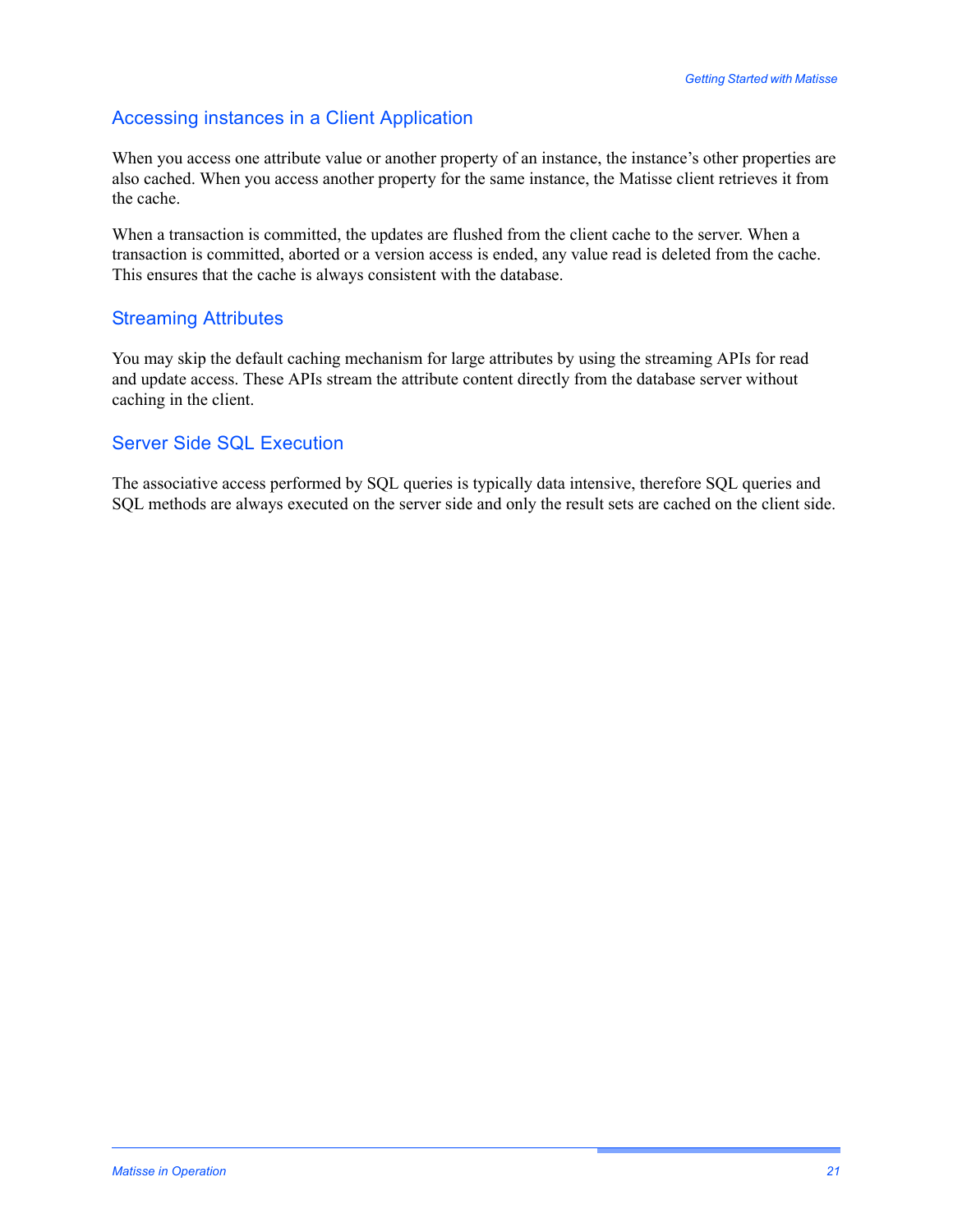## Accessing instances in a Client Application

When you access one attribute value or another property of an instance, the instance's other properties are also cached. When you access another property for the same instance, the Matisse client retrieves it from the cache.

When a transaction is committed, the updates are flushed from the client cache to the server. When a transaction is committed, aborted or a version access is ended, any value read is deleted from the cache. This ensures that the cache is always consistent with the database.

## Streaming Attributes

You may skip the default caching mechanism for large attributes by using the streaming APIs for read and update access. These APIs stream the attribute content directly from the database server without caching in the client.

## Server Side SQL Execution

The associative access performed by SQL queries is typically data intensive, therefore SQL queries and SQL methods are always executed on the server side and only the result sets are cached on the client side.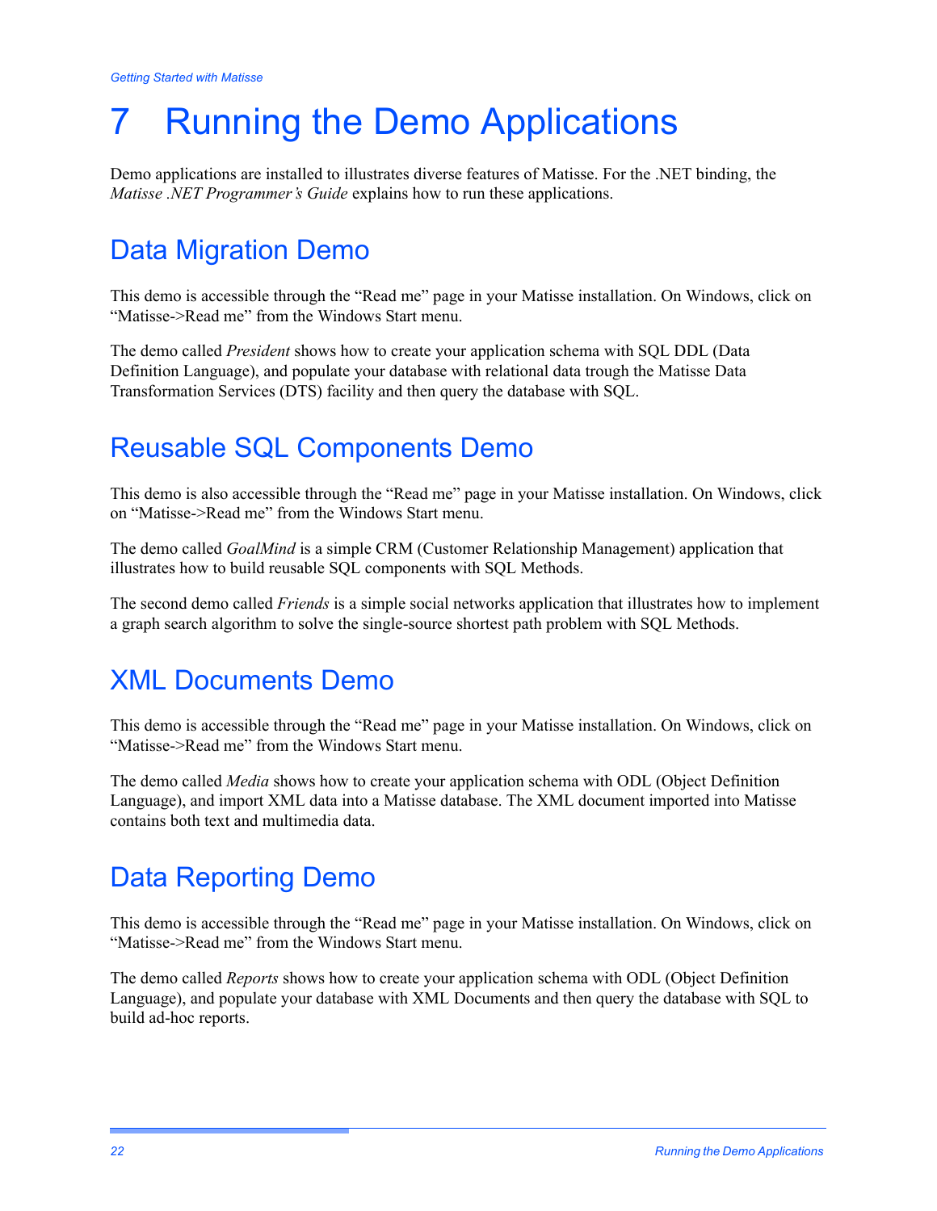# 7 Running the Demo Applications

Demo applications are installed to illustrates diverse features of Matisse. For the .NET binding, the *Matisse .NET Programmer's Guide* explains how to run these applications.

## Data Migration Demo

This demo is accessible through the "Read me" page in your Matisse installation. On Windows, click on "Matisse->Read me" from the Windows Start menu.

The demo called *President* shows how to create your application schema with SQL DDL (Data Definition Language), and populate your database with relational data trough the Matisse Data Transformation Services (DTS) facility and then query the database with SQL.

## Reusable SQL Components Demo

This demo is also accessible through the "Read me" page in your Matisse installation. On Windows, click on "Matisse->Read me" from the Windows Start menu.

The demo called *GoalMind* is a simple CRM (Customer Relationship Management) application that illustrates how to build reusable SQL components with SQL Methods.

The second demo called *Friends* is a simple social networks application that illustrates how to implement a graph search algorithm to solve the single-source shortest path problem with SQL Methods.

## XML Documents Demo

This demo is accessible through the "Read me" page in your Matisse installation. On Windows, click on "Matisse->Read me" from the Windows Start menu.

The demo called *Media* shows how to create your application schema with ODL (Object Definition Language), and import XML data into a Matisse database. The XML document imported into Matisse contains both text and multimedia data.

## Data Reporting Demo

This demo is accessible through the "Read me" page in your Matisse installation. On Windows, click on "Matisse->Read me" from the Windows Start menu.

The demo called *Reports* shows how to create your application schema with ODL (Object Definition Language), and populate your database with XML Documents and then query the database with SQL to build ad-hoc reports.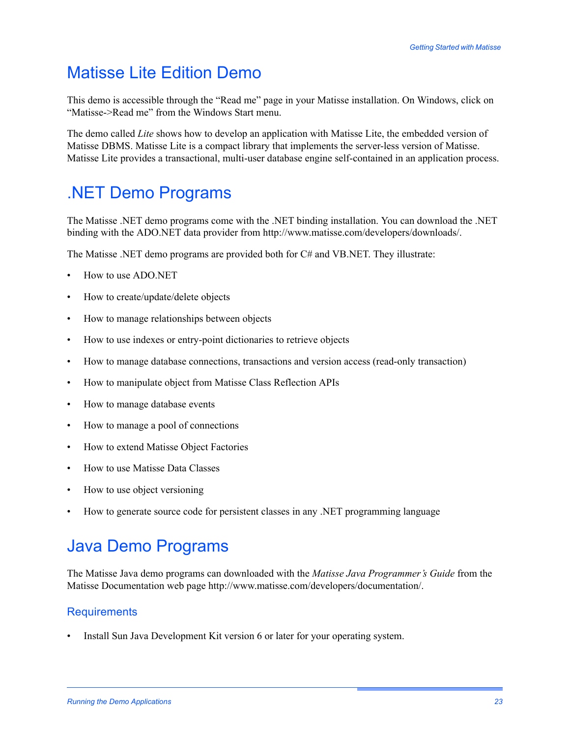## Matisse Lite Edition Demo

This demo is accessible through the “Read me” page in your Matisse installation. On Windows, click on “Matisse->Read me” from the Windows Start menu.

The demo called *Lite* shows how to develop an application with Matisse Lite, the embedded version of Matisse DBMS. Matisse Lite is a compact library that implements the server-less version of Matisse. Matisse Lite provides a transactional, multi-user database engine self-contained in an application process.

## .NET Demo Programs

The Matisse .NET demo programs come with the .NET binding installation. You can download the .NET binding with the ADO.NET data provider from http://www.matisse.com/developers/downloads/.

The Matisse .NET demo programs are provided both for C# and VB.NET. They illustrate:

- How to use ADO.NET
- How to create/update/delete objects
- How to manage relationships between objects
- How to use indexes or entry-point dictionaries to retrieve objects
- How to manage database connections, transactions and version access (read-only transaction)
- How to manipulate object from Matisse Class Reflection APIs
- How to manage database events
- How to manage a pool of connections
- How to extend Matisse Object Factories
- How to use Matisse Data Classes
- How to use object versioning
- How to generate source code for persistent classes in any .NET programming language

## Java Demo Programs

The Matisse Java demo programs can downloaded with the *Matisse Java Programmer’s Guide* from the Matisse Documentation web page http://www.matisse.com/developers/documentation/.

### Requirements

- Install Sun Java Development Kit version 6 or later for your operating system.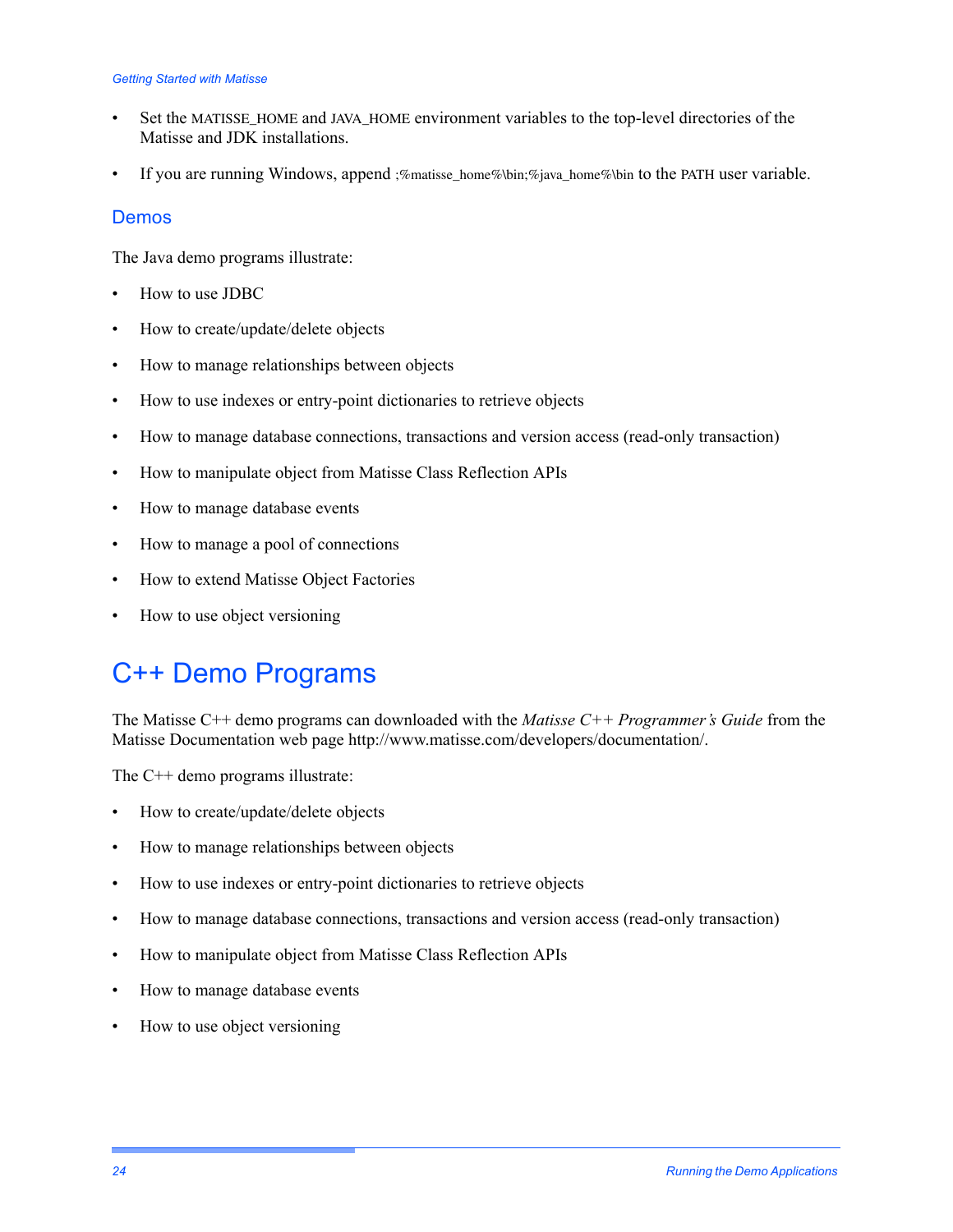- Set the MATISSE_HOME and JAVA_HOME environment variables to the top-level directories of the Matisse and JDK installations.
- If you are running Windows, append ;%matisse_home%\bin;%java_home%\bin to the PATH user variable.

### Demos

The Java demo programs illustrate:

- How to use JDBC
- How to create/update/delete objects
- How to manage relationships between objects
- How to use indexes or entry-point dictionaries to retrieve objects
- How to manage database connections, transactions and version access (read-only transaction)
- How to manipulate object from Matisse Class Reflection APIs
- How to manage database events
- How to manage a pool of connections
- How to extend Matisse Object Factories
- How to use object versioning

## C++ Demo Programs

The Matisse C++ demo programs can downloaded with the *Matisse C++ Programmer's Guide* from the Matisse Documentation web page http://www.matisse.com/developers/documentation/.

The C++ demo programs illustrate:

- How to create/update/delete objects
- How to manage relationships between objects
- How to use indexes or entry-point dictionaries to retrieve objects
- How to manage database connections, transactions and version access (read-only transaction)
- How to manipulate object from Matisse Class Reflection APIs
- How to manage database events
- How to use object versioning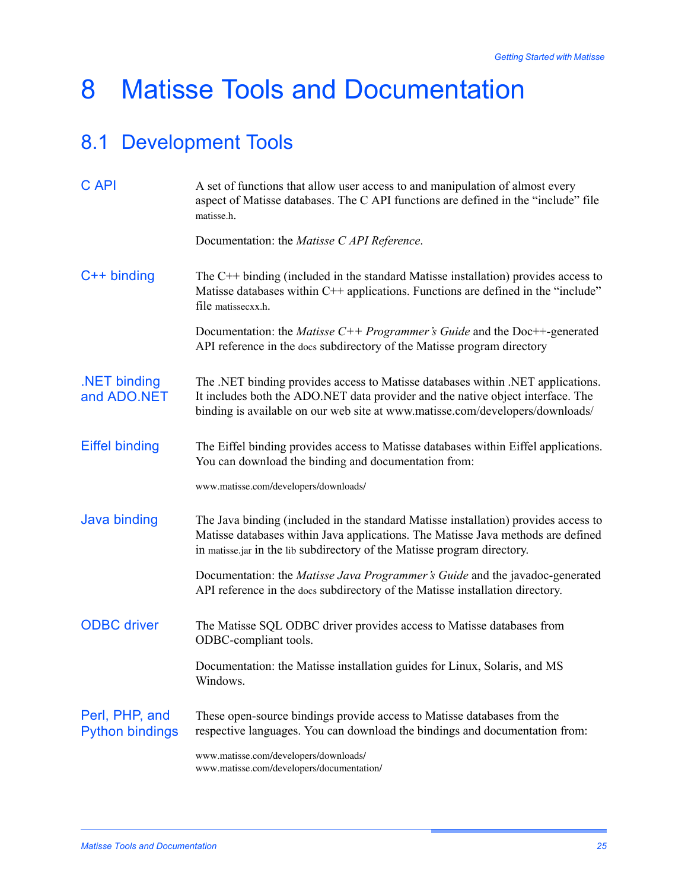# 8 Matisse Tools and Documentation

## 8.1 Development Tools

### C API

A set of functions that allow user access to and manipulation of almost every aspect of Matisse databases. The C API functions are defined in the "include" file matisse.h.

Documentation: the *Matisse C API Reference*.

### C++ binding

The C++ binding (included in the standard Matisse installation) provides access to Matisse databases within C++ applications. Functions are defined in the "include" file matissecxx.h.

Documentation: the *Matisse C++ Programmer's Guide* and the Doc++-generated API reference in the docs subdirectory of the Matisse program directory

### .NET binding and ADO.NET

The .NET binding provides access to Matisse databases within .NET applications. It includes both the ADO.NET data provider and the native object interface. The binding is available on our web site at www.matisse.com/developers/downloads/

### Eiffel binding

The Eiffel binding provides access to Matisse databases within Eiffel applications. You can download the binding and documentation from:

www.matisse.com/developers/downloads/

### Java binding

The Java binding (included in the standard Matisse installation) provides access to Matisse databases within Java applications. The Matisse Java methods are defined in matisse.jar in the lib subdirectory of the Matisse program directory.

Documentation: the *Matisse Java Programmer's Guide* and the javadoc-generated API reference in the docs subdirectory of the Matisse installation directory.

### ODBC driver

The Matisse SQL ODBC driver provides access to Matisse databases from ODBC-compliant tools.

Documentation: the Matisse installation guides for Linux, Solaris, and MS Windows.

### Perl, PHP, and Python bindings

These open-source bindings provide access to Matisse databases from the respective languages. You can download the bindings and documentation from:

www.matisse.com/developers/downloads/
www.matisse.com/developers/documentation/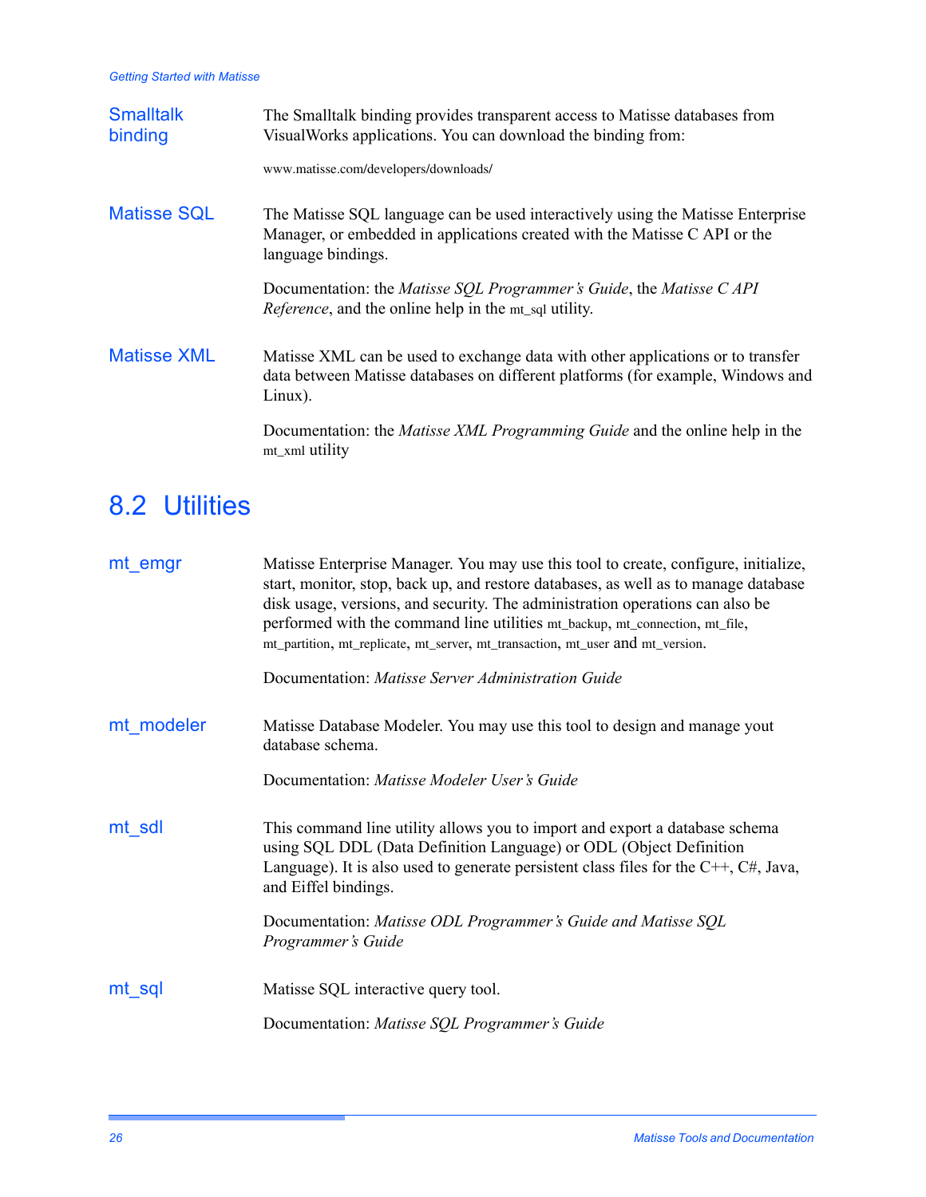**Smalltalk binding**

The Smalltalk binding provides transparent access to Matisse databases from VisualWorks applications. You can download the binding from:

www.matisse.com/developers/downloads/

**Matisse SQL**

The Matisse SQL language can be used interactively using the Matisse Enterprise Manager, or embedded in applications created with the Matisse C API or the language bindings.

Documentation: the *Matisse SQL Programmer's Guide*, the *Matisse C API Reference*, and the online help in the mt_sql utility.

**Matisse XML**

Matisse XML can be used to exchange data with other applications or to transfer data between Matisse databases on different platforms (for example, Windows and Linux).

Documentation: the *Matisse XML Programming Guide* and the online help in the mt_xml utility

## 8.2 Utilities

**mt_emgr**

Matisse Enterprise Manager. You may use this tool to create, configure, initialize, start, monitor, stop, back up, and restore databases, as well as to manage database disk usage, versions, and security. The administration operations can also be performed with the command line utilities mt_backup, mt_connection, mt_file, mt_partition, mt_replicate, mt_server, mt_transaction, mt_user and mt_version.

Documentation: *Matisse Server Administration Guide*

**mt_modeler**

Matisse Database Modeler. You may use this tool to design and manage yout database schema.

Documentation: *Matisse Modeler User's Guide*

**mt_sdl**

This command line utility allows you to import and export a database schema using SQL DDL (Data Definition Language) or ODL (Object Definition Language). It is also used to generate persistent class files for the C++, C#, Java, and Eiffel bindings.

Documentation: *Matisse ODL Programmer's Guide and Matisse SQL Programmer's Guide*

**mt_sql**

Matisse SQL interactive query tool.

Documentation: *Matisse SQL Programmer's Guide*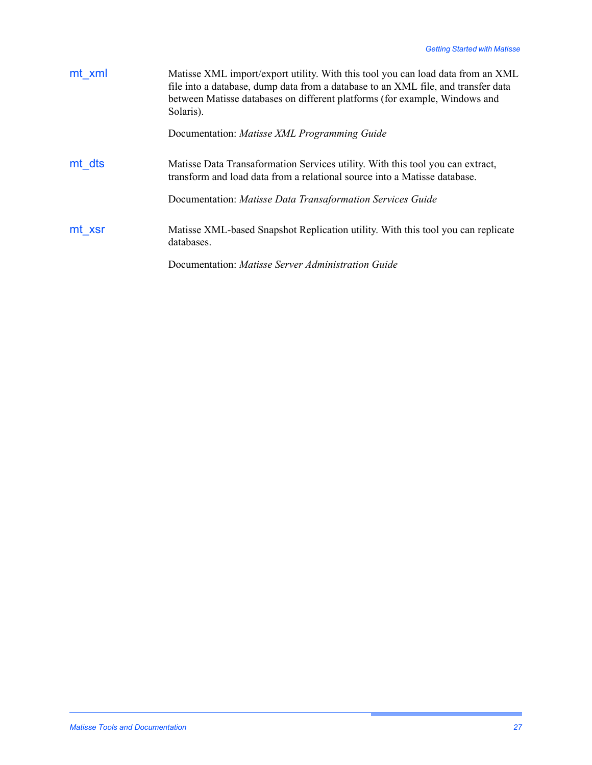**mt_xml**

Matisse XML import/export utility. With this tool you can load data from an XML file into a database, dump data from a database to an XML file, and transfer data between Matisse databases on different platforms (for example, Windows and Solaris).

Documentation: *Matisse XML Programming Guide*

**mt_dts**

Matisse Data Transaformation Services utility. With this tool you can extract, transform and load data from a relational source into a Matisse database.

Documentation: *Matisse Data Transaformation Services Guide*

**mt_xsr**

Matisse XML-based Snapshot Replication utility. With this tool you can replicate databases.

Documentation: *Matisse Server Administration Guide*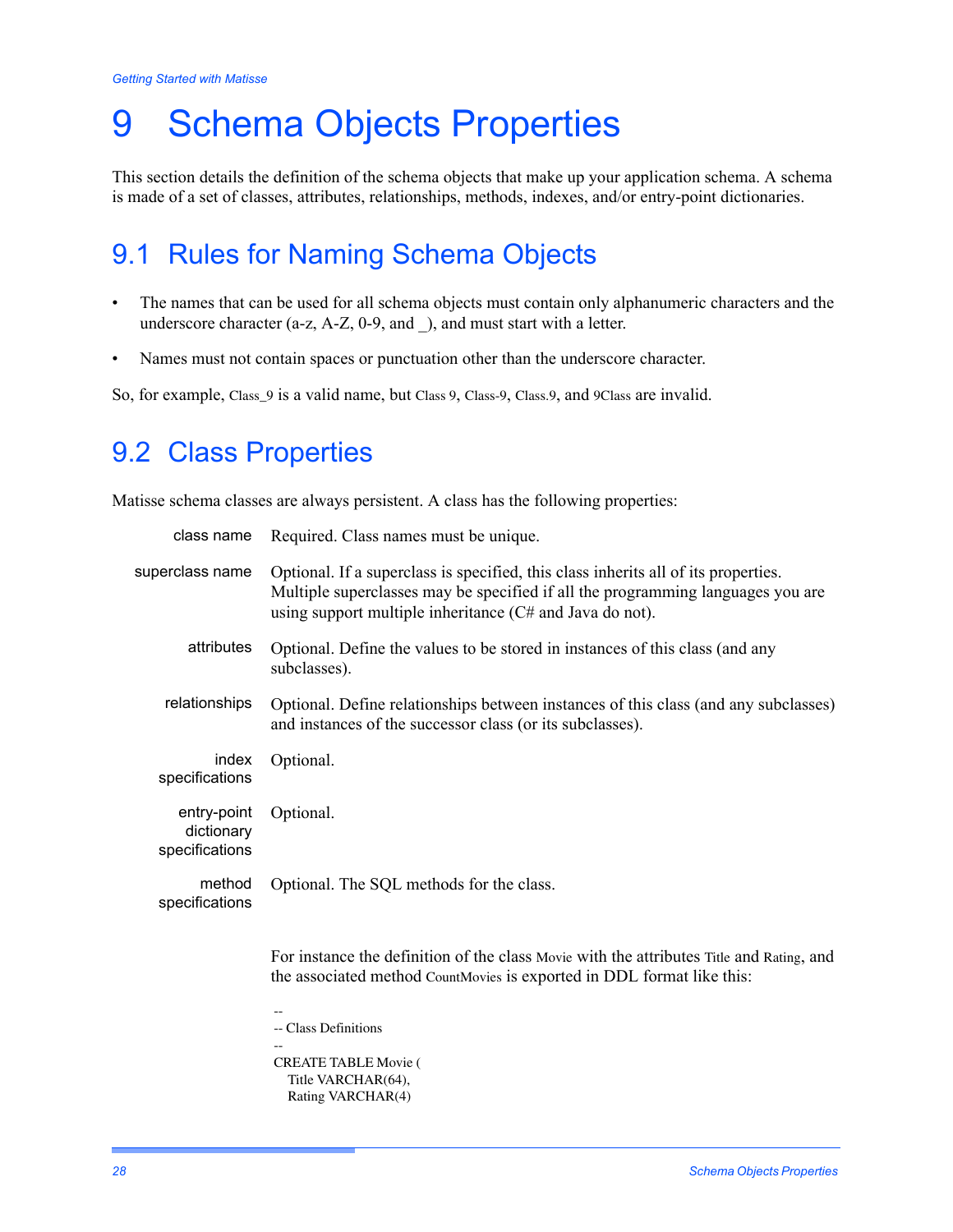# 9 Schema Objects Properties

This section details the definition of the schema objects that make up your application schema. A schema is made of a set of classes, attributes, relationships, methods, indexes, and/or entry-point dictionaries.

## 9.1 Rules for Naming Schema Objects

- The names that can be used for all schema objects must contain only alphanumeric characters and the underscore character (a-z, A-Z, 0-9, and _), and must start with a letter.
- Names must not contain spaces or punctuation other than the underscore character.

So, for example, Class_9 is a valid name, but Class 9, Class-9, Class.9, and 9Class are invalid.

## 9.2 Class Properties

Matisse schema classes are always persistent. A class has the following properties:

| | |
|---|---|
| class name | Required. Class names must be unique. |
| superclass name | Optional. If a superclass is specified, this class inherits all of its properties. Multiple superclasses may be specified if all the programming languages you are using support multiple inheritance (C# and Java do not). |
| attributes | Optional. Define the values to be stored in instances of this class (and any subclasses). |
| relationships | Optional. Define relationships between instances of this class (and any subclasses) and instances of the successor class (or its subclasses). |
| index specifications | Optional. |
| entry-point dictionary specifications | Optional. |
| method specifications | Optional. The SQL methods for the class. |

For instance the definition of the class Movie with the attributes Title and Rating, and the associated method CountMovies is exported in DDL format like this:

```
--
-- Class Definitions
--
CREATE TABLE Movie (
   Title VARCHAR(64),
   Rating VARCHAR(4)
```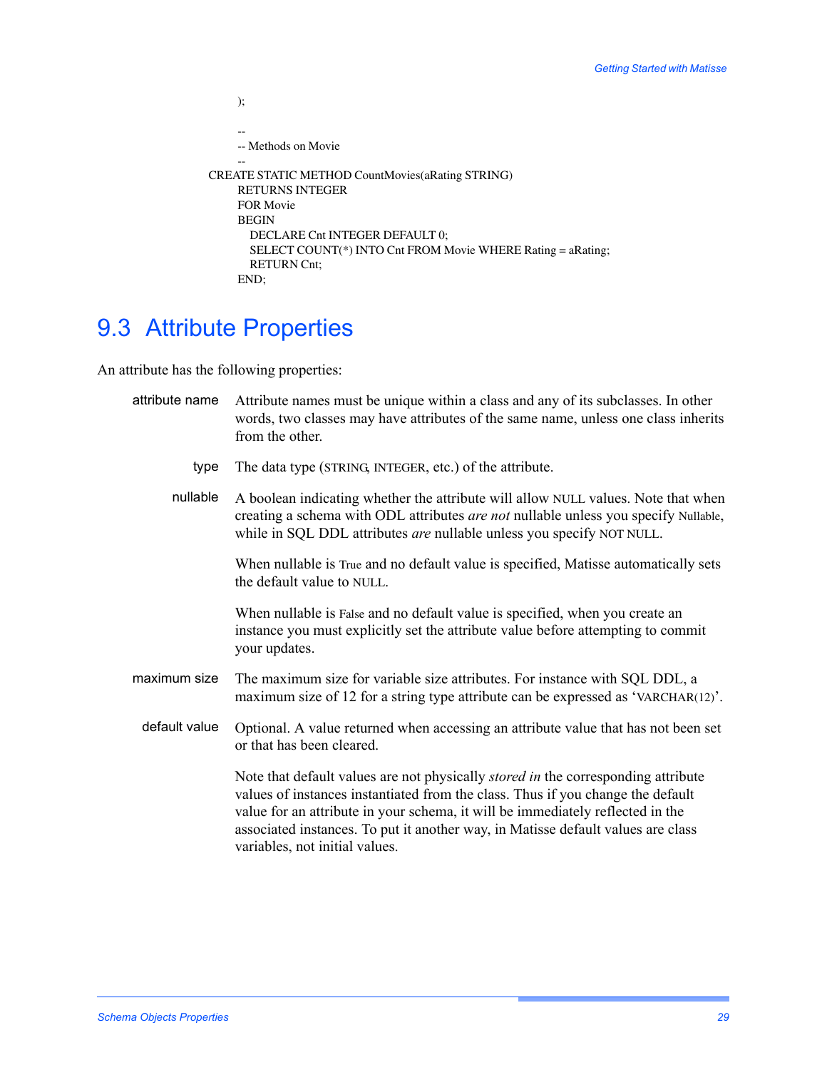```
);

--
-- Methods on Movie
--
CREATE STATIC METHOD CountMovies(aRating STRING)
  RETURNS INTEGER
  FOR Movie
  BEGIN
    DECLARE Cnt INTEGER DEFAULT 0;
    SELECT COUNT(*) INTO Cnt FROM Movie WHERE Rating = aRating;
    RETURN Cnt;
  END;
```

## 9.3 Attribute Properties

An attribute has the following properties:

**attribute name** Attribute names must be unique within a class and any of its subclasses. In other words, two classes may have attributes of the same name, unless one class inherits from the other.

**type** The data type (STRING, INTEGER, etc.) of the attribute.

**nullable** A boolean indicating whether the attribute will allow NULL values. Note that when creating a schema with ODL attributes *are not* nullable unless you specify Nullable, while in SQL DDL attributes *are* nullable unless you specify NOT NULL.

When nullable is True and no default value is specified, Matisse automatically sets the default value to NULL.

When nullable is False and no default value is specified, when you create an instance you must explicitly set the attribute value before attempting to commit your updates.

**maximum size** The maximum size for variable size attributes. For instance with SQL DDL, a maximum size of 12 for a string type attribute can be expressed as 'VARCHAR(12)'.

**default value** Optional. A value returned when accessing an attribute value that has not been set or that has been cleared.

Note that default values are not physically *stored in* the corresponding attribute values of instances instantiated from the class. Thus if you change the default value for an attribute in your schema, it will be immediately reflected in the associated instances. To put it another way, in Matisse default values are class variables, not initial values.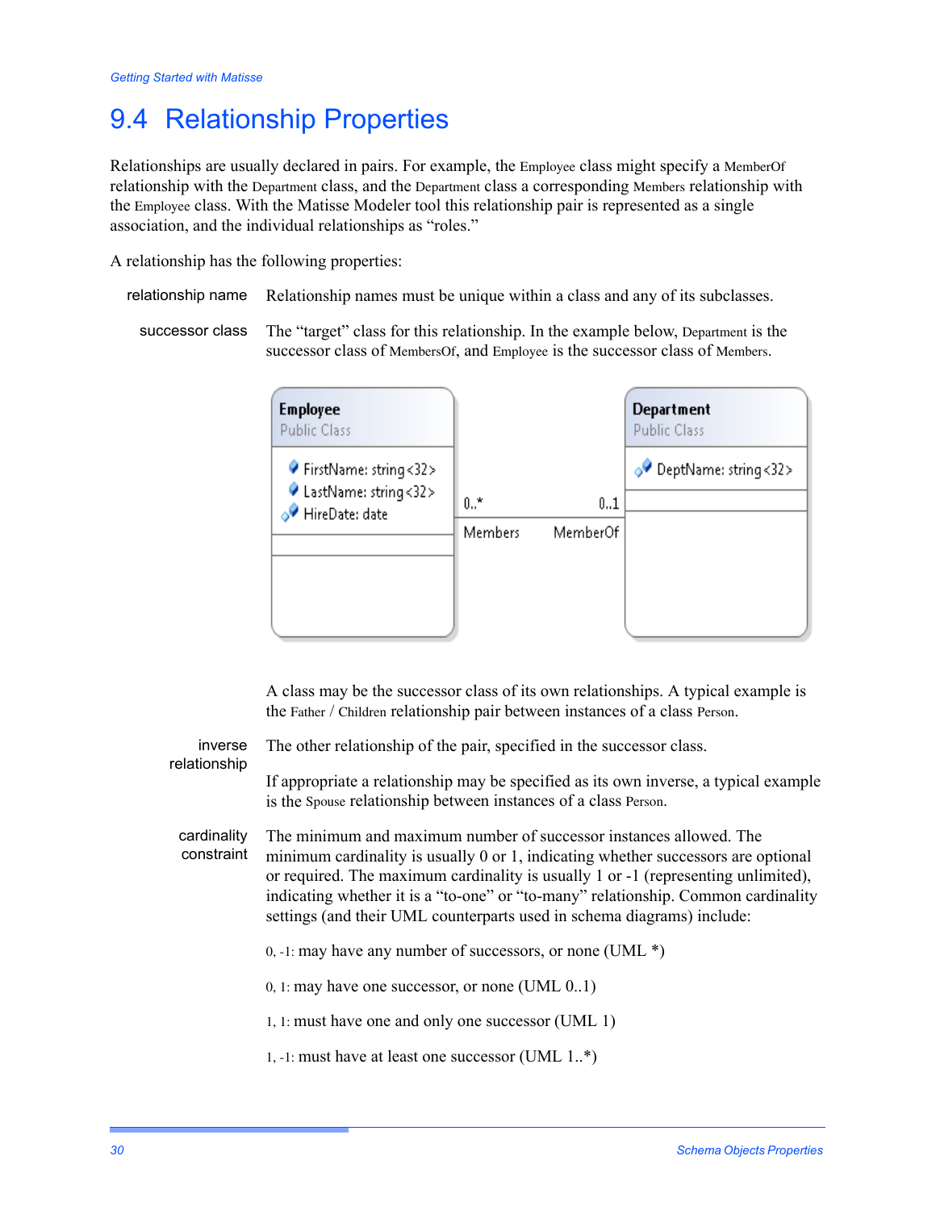## 9.4 Relationship Properties

Relationships are usually declared in pairs. For example, the Employee class might specify a MemberOf relationship with the Department class, and the Department class a corresponding Members relationship with the Employee class. With the Matisse Modeler tool this relationship pair is represented as a single association, and the individual relationships as "roles."

A relationship has the following properties:

**relationship name** Relationship names must be unique within a class and any of its subclasses.

**successor class** The "target" class for this relationship. In the example below, Department is the successor class of MembersOf, and Employee is the successor class of Members.

Employee
Public Class
FirstName: string<32>
LastName: string<32>
HireDate: date

0..*
Members

0..1
MemberOf

Department
Public Class
DeptName: string<32>

A class may be the successor class of its own relationships. A typical example is the Father / Children relationship pair between instances of a class Person.

**inverse relationship** The other relationship of the pair, specified in the successor class.

If appropriate a relationship may be specified as its own inverse, a typical example is the Spouse relationship between instances of a class Person.

**cardinality constraint** The minimum and maximum number of successor instances allowed. The minimum cardinality is usually 0 or 1, indicating whether successors are optional or required. The maximum cardinality is usually 1 or -1 (representing unlimited), indicating whether it is a "to-one" or "to-many" relationship. Common cardinality settings (and their UML counterparts used in schema diagrams) include:

0, -1: may have any number of successors, or none (UML *)

0, 1: may have one successor, or none (UML 0..1)

1, 1: must have one and only one successor (UML 1)

1, -1: must have at least one successor (UML 1..*)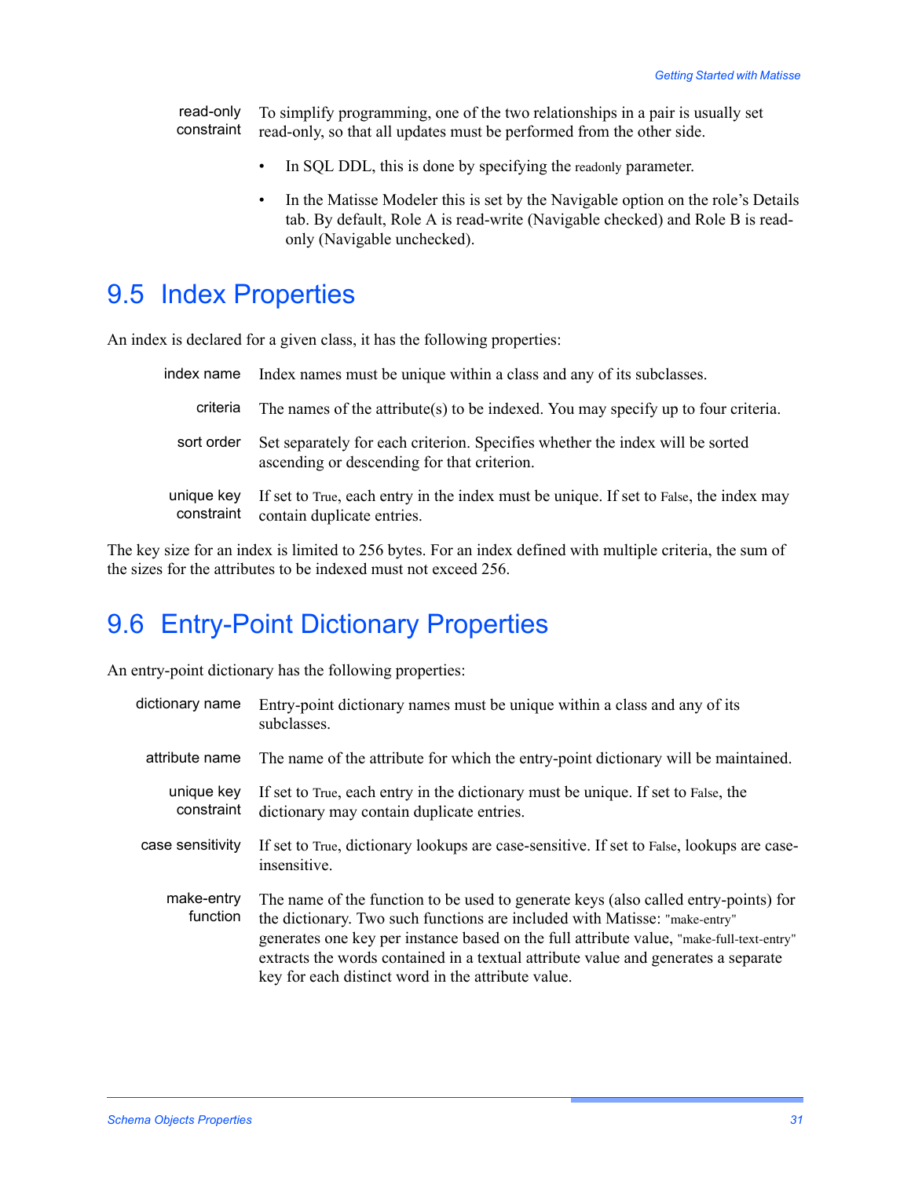**read-only constraint** To simplify programming, one of the two relationships in a pair is usually set read-only, so that all updates must be performed from the other side.

- In SQL DDL, this is done by specifying the `readonly` parameter.
- In the Matisse Modeler this is set by the Navigable option on the role's Details tab. By default, Role A is read-write (Navigable checked) and Role B is read-only (Navigable unchecked).

## 9.5 Index Properties

An index is declared for a given class, it has the following properties:

**index name** Index names must be unique within a class and any of its subclasses.

**criteria** The names of the attribute(s) to be indexed. You may specify up to four criteria.

**sort order** Set separately for each criterion. Specifies whether the index will be sorted ascending or descending for that criterion.

**unique key constraint** If set to `True`, each entry in the index must be unique. If set to `False`, the index may contain duplicate entries.

The key size for an index is limited to 256 bytes. For an index defined with multiple criteria, the sum of the sizes for the attributes to be indexed must not exceed 256.

## 9.6 Entry-Point Dictionary Properties

An entry-point dictionary has the following properties:

**dictionary name** Entry-point dictionary names must be unique within a class and any of its subclasses.

**attribute name** The name of the attribute for which the entry-point dictionary will be maintained.

**unique key constraint** If set to `True`, each entry in the dictionary must be unique. If set to `False`, the dictionary may contain duplicate entries.

**case sensitivity** If set to `True`, dictionary lookups are case-sensitive. If set to `False`, lookups are case-insensitive.

**make-entry function** The name of the function to be used to generate keys (also called entry-points) for the dictionary. Two such functions are included with Matisse: `"make-entry"` generates one key per instance based on the full attribute value, `"make-full-text-entry"` extracts the words contained in a textual attribute value and generates a separate key for each distinct word in the attribute value.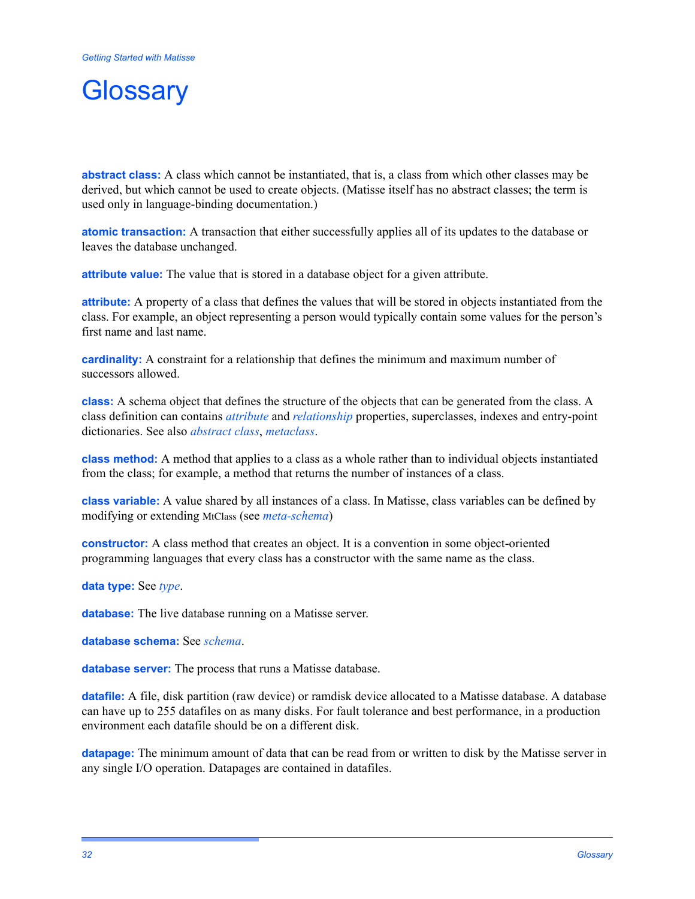# Glossary

**abstract class:** A class which cannot be instantiated, that is, a class from which other classes may be derived, but which cannot be used to create objects. (Matisse itself has no abstract classes; the term is used only in language-binding documentation.)

**atomic transaction:** A transaction that either successfully applies all of its updates to the database or leaves the database unchanged.

**attribute value:** The value that is stored in a database object for a given attribute.

**attribute:** A property of a class that defines the values that will be stored in objects instantiated from the class. For example, an object representing a person would typically contain some values for the person's first name and last name.

**cardinality:** A constraint for a relationship that defines the minimum and maximum number of successors allowed.

**class:** A schema object that defines the structure of the objects that can be generated from the class. A class definition can contains *attribute* and *relationship* properties, superclasses, indexes and entry-point dictionaries. See also *abstract class*, *metaclass*.

**class method:** A method that applies to a class as a whole rather than to individual objects instantiated from the class; for example, a method that returns the number of instances of a class.

**class variable:** A value shared by all instances of a class. In Matisse, class variables can be defined by modifying or extending MtClass (see *meta-schema*)

**constructor:** A class method that creates an object. It is a convention in some object-oriented programming languages that every class has a constructor with the same name as the class.

**data type:** See *type*.

**database:** The live database running on a Matisse server.

**database schema:** See *schema*.

**database server:** The process that runs a Matisse database.

**datafile:** A file, disk partition (raw device) or ramdisk device allocated to a Matisse database. A database can have up to 255 datafiles on as many disks. For fault tolerance and best performance, in a production environment each datafile should be on a different disk.

**datapage:** The minimum amount of data that can be read from or written to disk by the Matisse server in any single I/O operation. Datapages are contained in datafiles.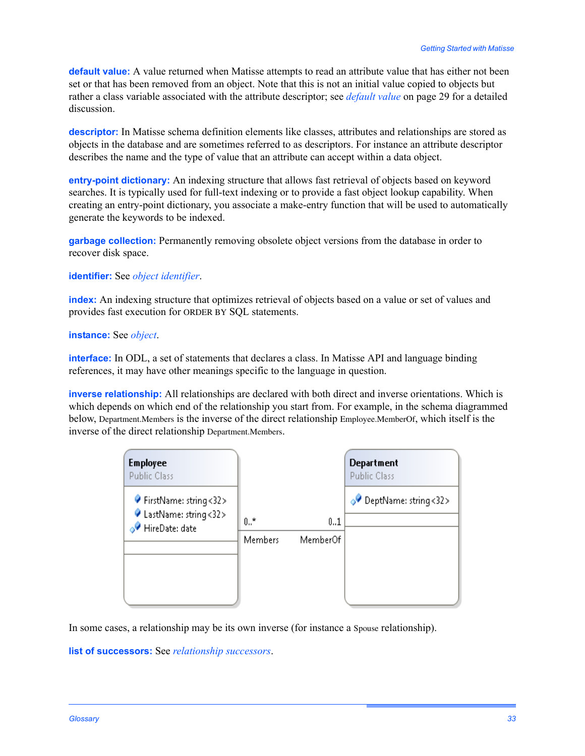**default value:** A value returned when Matisse attempts to read an attribute value that has either not been set or that has been removed from an object. Note that this is not an initial value copied to objects but rather a class variable associated with the attribute descriptor; see *default value* on page 29 for a detailed discussion.

**descriptor:** In Matisse schema definition elements like classes, attributes and relationships are stored as objects in the database and are sometimes referred to as descriptors. For instance an attribute descriptor describes the name and the type of value that an attribute can accept within a data object.

**entry-point dictionary:** An indexing structure that allows fast retrieval of objects based on keyword searches. It is typically used for full-text indexing or to provide a fast object lookup capability. When creating an entry-point dictionary, you associate a make-entry function that will be used to automatically generate the keywords to be indexed.

**garbage collection:** Permanently removing obsolete object versions from the database in order to recover disk space.

**identifier:** See *object identifier*.

**index:** An indexing structure that optimizes retrieval of objects based on a value or set of values and provides fast execution for ORDER BY SQL statements.

**instance:** See *object*.

**interface:** In ODL, a set of statements that declares a class. In Matisse API and language binding references, it may have other meanings specific to the language in question.

**inverse relationship:** All relationships are declared with both direct and inverse orientations. Which is which depends on which end of the relationship you start from. For example, in the schema diagrammed below, Department.Members is the inverse of the direct relationship Employee.MemberOf, which itself is the inverse of the direct relationship Department.Members.

Employee
Public Class
FirstName: string<32>
LastName: string<32>
HireDate: date

0..*
Members
0..1
MemberOf

Department
Public Class
DeptName: string<32>

In some cases, a relationship may be its own inverse (for instance a Spouse relationship).

**list of successors:** See *relationship successors*.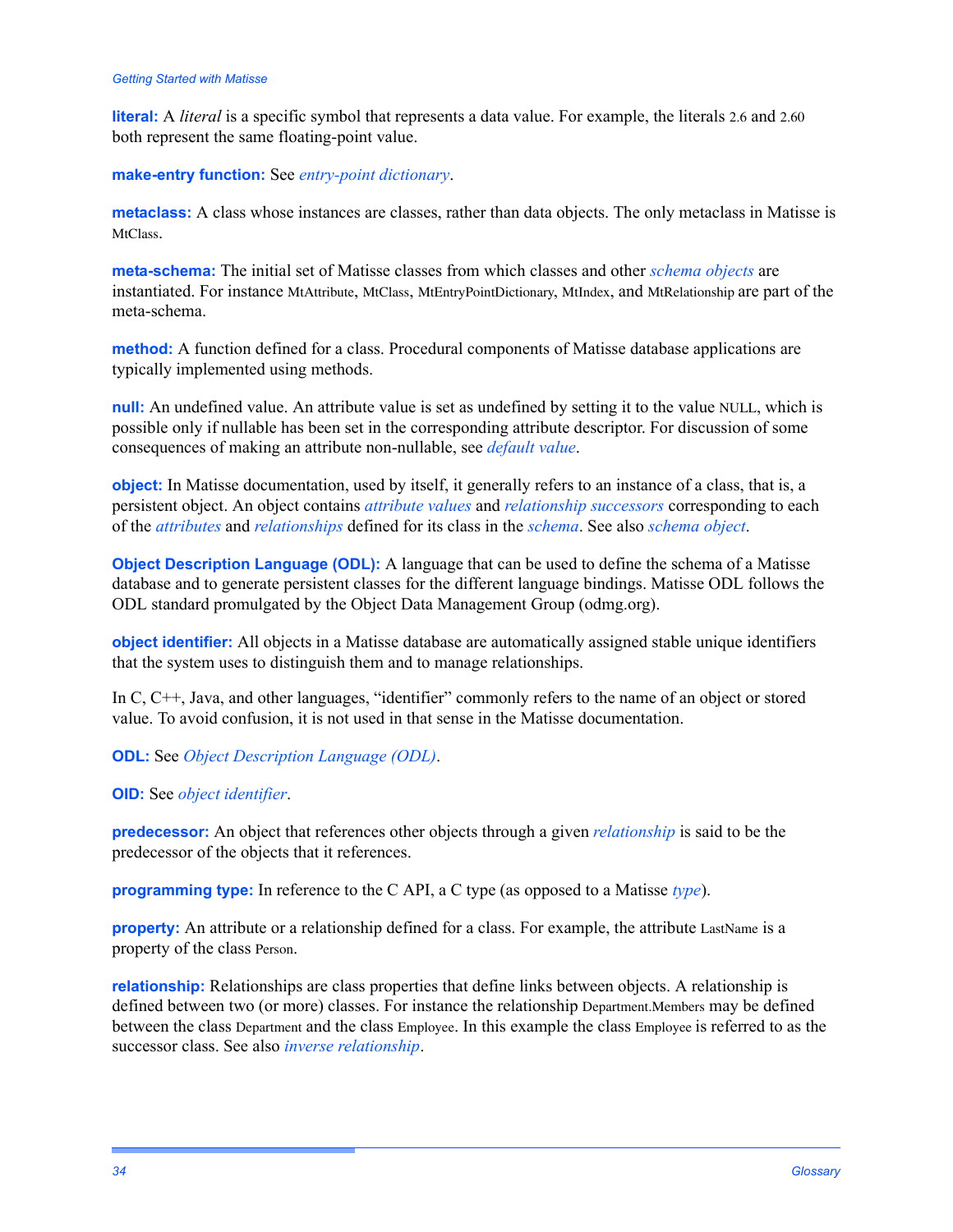**literal:** A *literal* is a specific symbol that represents a data value. For example, the literals 2.6 and 2.60 both represent the same floating-point value.

**make-entry function:** See *entry-point dictionary*.

**metaclass:** A class whose instances are classes, rather than data objects. The only metaclass in Matisse is MtClass.

**meta-schema:** The initial set of Matisse classes from which classes and other *schema objects* are instantiated. For instance MtAttribute, MtClass, MtEntryPointDictionary, MtIndex, and MtRelationship are part of the meta-schema.

**method:** A function defined for a class. Procedural components of Matisse database applications are typically implemented using methods.

**null:** An undefined value. An attribute value is set as undefined by setting it to the value NULL, which is possible only if nullable has been set in the corresponding attribute descriptor. For discussion of some consequences of making an attribute non-nullable, see *default value*.

**object:** In Matisse documentation, used by itself, it generally refers to an instance of a class, that is, a persistent object. An object contains *attribute values* and *relationship successors* corresponding to each of the *attributes* and *relationships* defined for its class in the *schema*. See also *schema object*.

**Object Description Language (ODL):** A language that can be used to define the schema of a Matisse database and to generate persistent classes for the different language bindings. Matisse ODL follows the ODL standard promulgated by the Object Data Management Group (odmg.org).

**object identifier:** All objects in a Matisse database are automatically assigned stable unique identifiers that the system uses to distinguish them and to manage relationships.

In C, C++, Java, and other languages, "identifier" commonly refers to the name of an object or stored value. To avoid confusion, it is not used in that sense in the Matisse documentation.

**ODL:** See *Object Description Language (ODL)*.

**OID:** See *object identifier*.

**predecessor:** An object that references other objects through a given *relationship* is said to be the predecessor of the objects that it references.

**programming type:** In reference to the C API, a C type (as opposed to a Matisse *type*).

**property:** An attribute or a relationship defined for a class. For example, the attribute LastName is a property of the class Person.

**relationship:** Relationships are class properties that define links between objects. A relationship is defined between two (or more) classes. For instance the relationship Department.Members may be defined between the class Department and the class Employee. In this example the class Employee is referred to as the successor class. See also *inverse relationship*.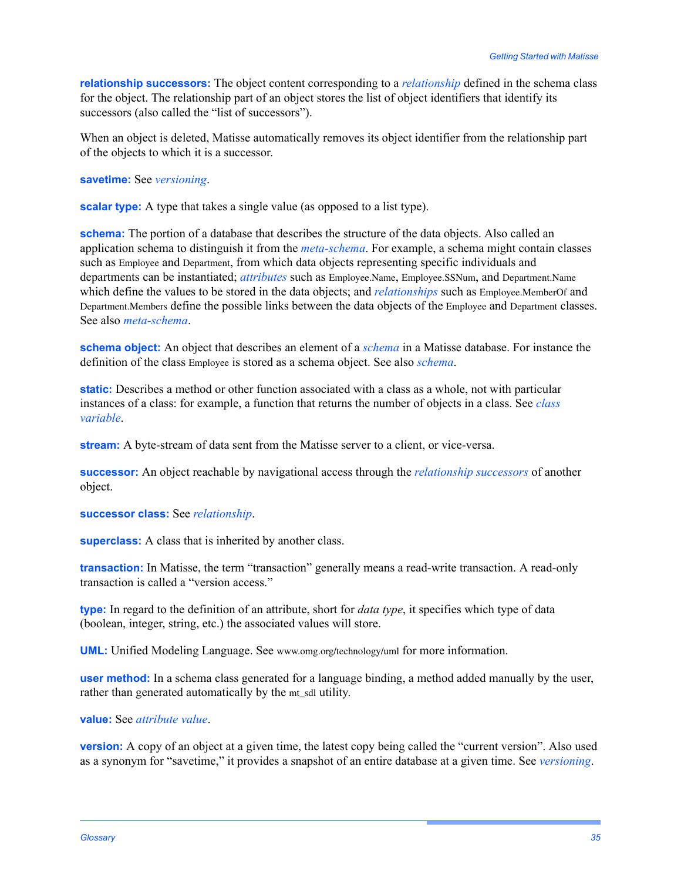**relationship successors:** The object content corresponding to a *relationship* defined in the schema class for the object. The relationship part of an object stores the list of object identifiers that identify its successors (also called the "list of successors").

When an object is deleted, Matisse automatically removes its object identifier from the relationship part of the objects to which it is a successor.

**savetime:** See *versioning*.

**scalar type:** A type that takes a single value (as opposed to a list type).

**schema:** The portion of a database that describes the structure of the data objects. Also called an application schema to distinguish it from the *meta-schema*. For example, a schema might contain classes such as Employee and Department, from which data objects representing specific individuals and departments can be instantiated; *attributes* such as Employee.Name, Employee.SSNum, and Department.Name which define the values to be stored in the data objects; and *relationships* such as Employee.MemberOf and Department.Members define the possible links between the data objects of the Employee and Department classes. See also *meta-schema*.

**schema object:** An object that describes an element of a *schema* in a Matisse database. For instance the definition of the class Employee is stored as a schema object. See also *schema*.

**static:** Describes a method or other function associated with a class as a whole, not with particular instances of a class: for example, a function that returns the number of objects in a class. See *class variable*.

**stream:** A byte-stream of data sent from the Matisse server to a client, or vice-versa.

**successor:** An object reachable by navigational access through the *relationship successors* of another object.

**successor class:** See *relationship*.

**superclass:** A class that is inherited by another class.

**transaction:** In Matisse, the term "transaction" generally means a read-write transaction. A read-only transaction is called a "version access."

**type:** In regard to the definition of an attribute, short for *data type*, it specifies which type of data (boolean, integer, string, etc.) the associated values will store.

**UML:** Unified Modeling Language. See www.omg.org/technology/uml for more information.

**user method:** In a schema class generated for a language binding, a method added manually by the user, rather than generated automatically by the mt_sdl utility.

**value:** See *attribute value*.

**version:** A copy of an object at a given time, the latest copy being called the "current version". Also used as a synonym for "savetime," it provides a snapshot of an entire database at a given time. See *versioning*.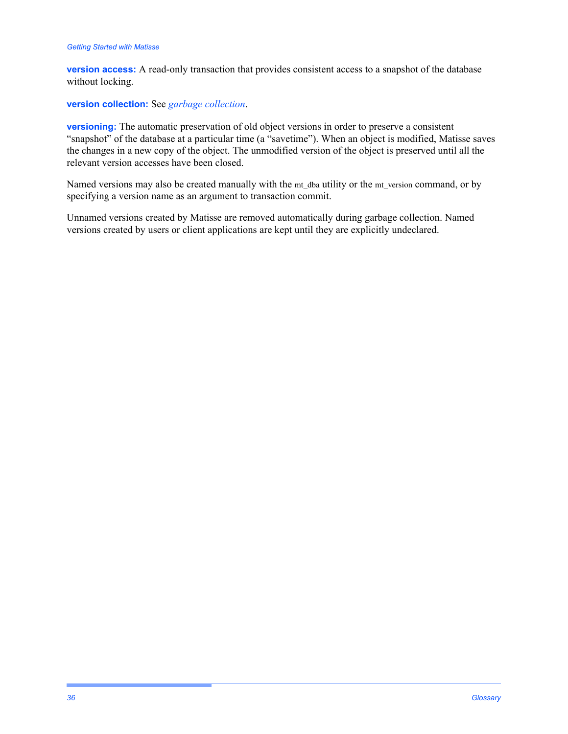**version access:** A read-only transaction that provides consistent access to a snapshot of the database without locking.

**version collection:** See *garbage collection*.

**versioning:** The automatic preservation of old object versions in order to preserve a consistent "snapshot" of the database at a particular time (a "savetime"). When an object is modified, Matisse saves the changes in a new copy of the object. The unmodified version of the object is preserved until all the relevant version accesses have been closed.

Named versions may also be created manually with the mt_dba utility or the mt_version command, or by specifying a version name as an argument to transaction commit.

Unnamed versions created by Matisse are removed automatically during garbage collection. Named versions created by users or client applications are kept until they are explicitly undeclared.